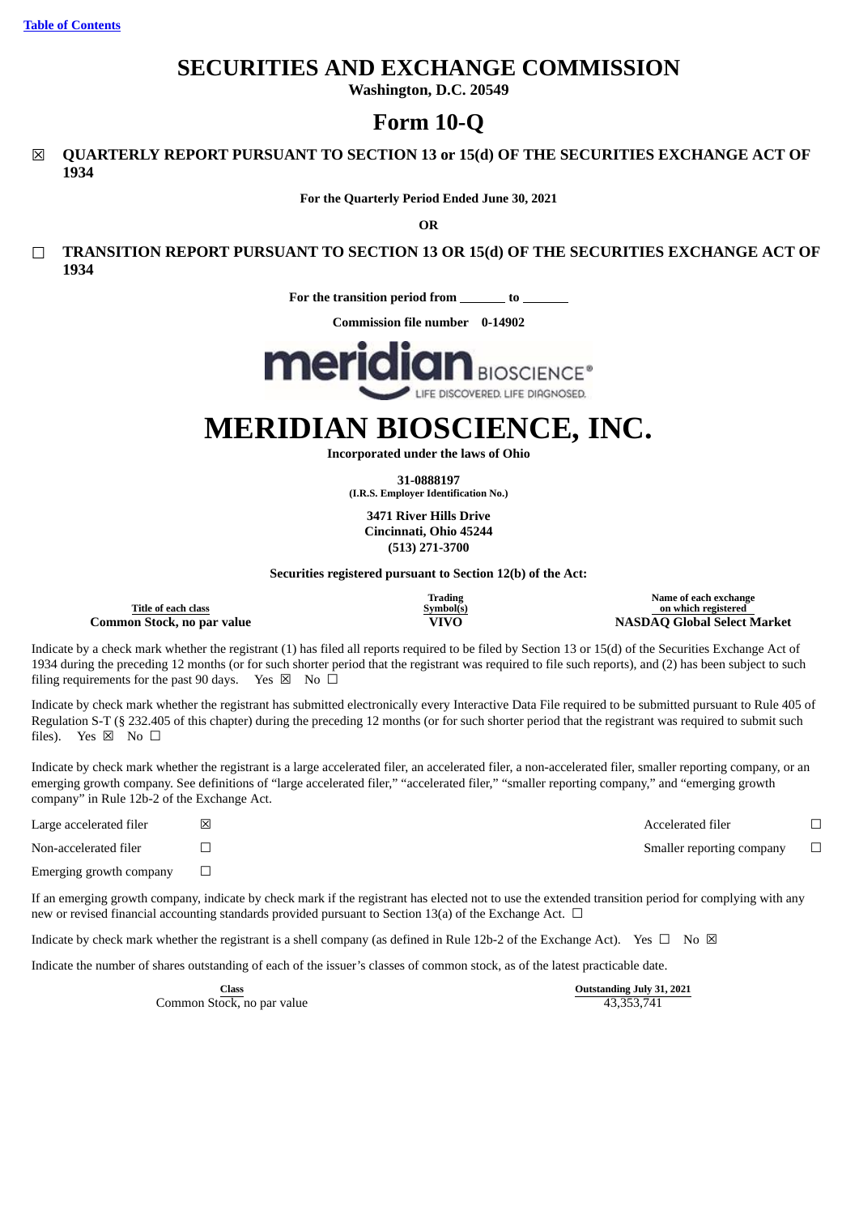Table of Contents

# SECURITIES AND EXCHANGE COMMISSION

**Washington, D.C. 20549**

# Form 10-Q

☒ **QUARTERLY REPORT PURSUANT TO SECTION 13 or 15(d) OF THE SECURITIES EXCHANGE ACT OF 1934**

**For the Quarterly Period Ended June 30, 2021**

**OR**

☐ **TRANSITION REPORT PURSUANT TO SECTION 13 OR 15(d) OF THE SECURITIES EXCHANGE ACT OF 1934**

**For the transition period from _______ to _______**

**Commission file number 0-14902**

meridian BIOSCIENCE® LIFE DISCOVERED. LIFE DIAGNOSED.

# MERIDIAN BIOSCIENCE, INC.

**Incorporated under the laws of Ohio**

**31-0888197**
**(I.R.S. Employer Identification No.)**

**3471 River Hills Drive**
**Cincinnati, Ohio 45244**
**(513) 271-3700**

**Securities registered pursuant to Section 12(b) of the Act:**

| Title of each class | Trading Symbol(s) | Name of each exchange on which registered |
|---|---|---|
| **Common Stock, no par value** | **VIVO** | **NASDAQ Global Select Market** |

Indicate by a check mark whether the registrant (1) has filed all reports required to be filed by Section 13 or 15(d) of the Securities Exchange Act of 1934 during the preceding 12 months (or for such shorter period that the registrant was required to file such reports), and (2) has been subject to such filing requirements for the past 90 days. Yes ☒ No ☐

Indicate by check mark whether the registrant has submitted electronically every Interactive Data File required to be submitted pursuant to Rule 405 of Regulation S-T (§ 232.405 of this chapter) during the preceding 12 months (or for such shorter period that the registrant was required to submit such files). Yes ☒ No ☐

Indicate by check mark whether the registrant is a large accelerated filer, an accelerated filer, a non-accelerated filer, smaller reporting company, or an emerging growth company. See definitions of "large accelerated filer," "accelerated filer," "smaller reporting company," and "emerging growth company" in Rule 12b-2 of the Exchange Act.

| | | | |
|---|---|---|---|
| Large accelerated filer | ☒ | Accelerated filer | ☐ |
| Non-accelerated filer | ☐ | Smaller reporting company | ☐ |
| Emerging growth company | ☐ | | |

If an emerging growth company, indicate by check mark if the registrant has elected not to use the extended transition period for complying with any new or revised financial accounting standards provided pursuant to Section 13(a) of the Exchange Act. ☐

Indicate by check mark whether the registrant is a shell company (as defined in Rule 12b-2 of the Exchange Act). Yes ☐ No ☒

Indicate the number of shares outstanding of each of the issuer's classes of common stock, as of the latest practicable date.

| Class | Outstanding July 31, 2021 |
|---|---|
| Common Stock, no par value | 43,353,741 |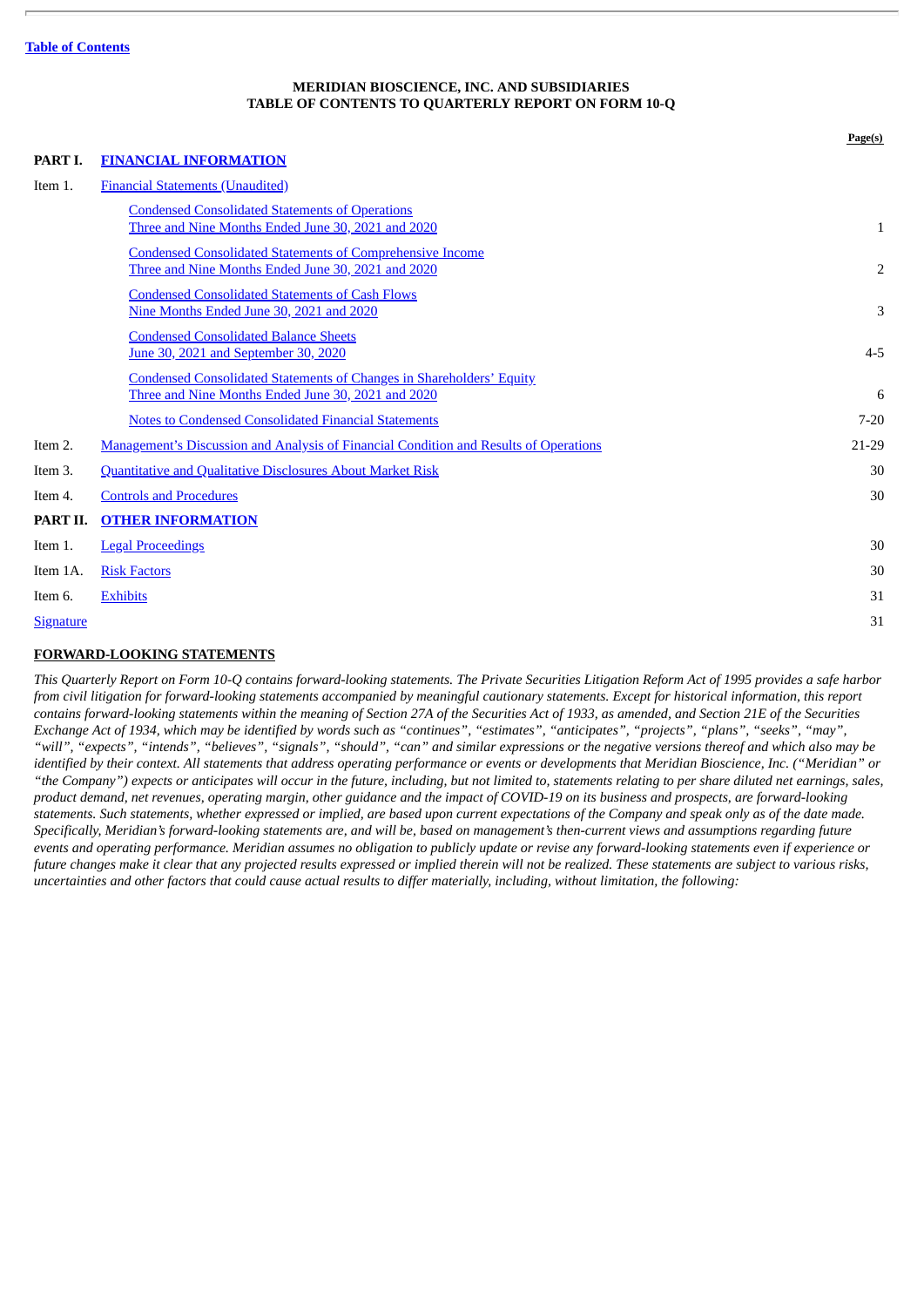[Table of Contents](#)

**MERIDIAN BIOSCIENCE, INC. AND SUBSIDIARIES**
**TABLE OF CONTENTS TO QUARTERLY REPORT ON FORM 10-Q**

| | | Page(s) |
|---|---|---|
| **PART I.** | **FINANCIAL INFORMATION** | |
| Item 1. | Financial Statements (Unaudited) | |
| | Condensed Consolidated Statements of Operations<br>Three and Nine Months Ended June 30, 2021 and 2020 | 1 |
| | Condensed Consolidated Statements of Comprehensive Income<br>Three and Nine Months Ended June 30, 2021 and 2020 | 2 |
| | Condensed Consolidated Statements of Cash Flows<br>Nine Months Ended June 30, 2021 and 2020 | 3 |
| | Condensed Consolidated Balance Sheets<br>June 30, 2021 and September 30, 2020 | 4-5 |
| | Condensed Consolidated Statements of Changes in Shareholders' Equity<br>Three and Nine Months Ended June 30, 2021 and 2020 | 6 |
| | Notes to Condensed Consolidated Financial Statements | 7-20 |
| Item 2. | Management's Discussion and Analysis of Financial Condition and Results of Operations | 21-29 |
| Item 3. | Quantitative and Qualitative Disclosures About Market Risk | 30 |
| Item 4. | Controls and Procedures | 30 |
| **PART II.** | **OTHER INFORMATION** | |
| Item 1. | Legal Proceedings | 30 |
| Item 1A. | Risk Factors | 30 |
| Item 6. | Exhibits | 31 |
| Signature | | 31 |

**FORWARD-LOOKING STATEMENTS**

*This Quarterly Report on Form 10-Q contains forward-looking statements. The Private Securities Litigation Reform Act of 1995 provides a safe harbor from civil litigation for forward-looking statements accompanied by meaningful cautionary statements. Except for historical information, this report contains forward-looking statements within the meaning of Section 27A of the Securities Act of 1933, as amended, and Section 21E of the Securities Exchange Act of 1934, which may be identified by words such as "continues", "estimates", "anticipates", "projects", "plans", "seeks", "may", "will", "expects", "intends", "believes", "signals", "should", "can" and similar expressions or the negative versions thereof and which also may be identified by their context. All statements that address operating performance or events or developments that Meridian Bioscience, Inc. ("Meridian" or "the Company") expects or anticipates will occur in the future, including, but not limited to, statements relating to per share diluted net earnings, sales, product demand, net revenues, operating margin, other guidance and the impact of COVID-19 on its business and prospects, are forward-looking statements. Such statements, whether expressed or implied, are based upon current expectations of the Company and speak only as of the date made. Specifically, Meridian's forward-looking statements are, and will be, based on management's then-current views and assumptions regarding future events and operating performance. Meridian assumes no obligation to publicly update or revise any forward-looking statements even if experience or future changes make it clear that any projected results expressed or implied therein will not be realized. These statements are subject to various risks, uncertainties and other factors that could cause actual results to differ materially, including, without limitation, the following:*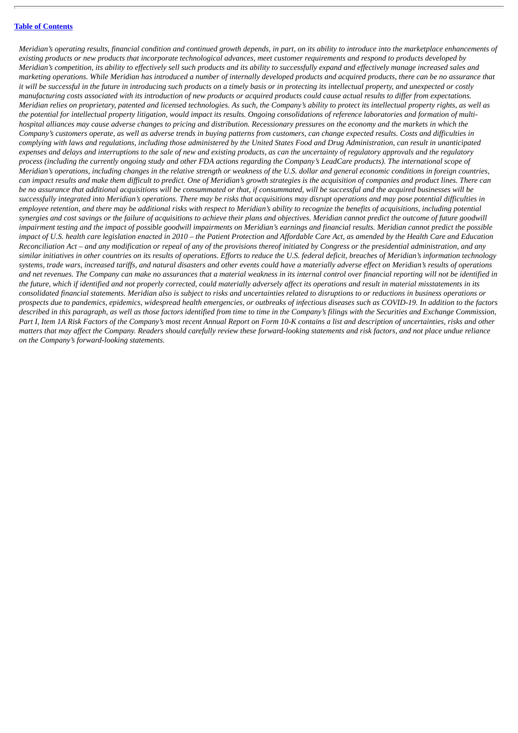*Meridian's operating results, financial condition and continued growth depends, in part, on its ability to introduce into the marketplace enhancements of existing products or new products that incorporate technological advances, meet customer requirements and respond to products developed by Meridian's competition, its ability to effectively sell such products and its ability to successfully expand and effectively manage increased sales and marketing operations. While Meridian has introduced a number of internally developed products and acquired products, there can be no assurance that it will be successful in the future in introducing such products on a timely basis or in protecting its intellectual property, and unexpected or costly manufacturing costs associated with its introduction of new products or acquired products could cause actual results to differ from expectations. Meridian relies on proprietary, patented and licensed technologies. As such, the Company's ability to protect its intellectual property rights, as well as the potential for intellectual property litigation, would impact its results. Ongoing consolidations of reference laboratories and formation of multi-hospital alliances may cause adverse changes to pricing and distribution. Recessionary pressures on the economy and the markets in which the Company's customers operate, as well as adverse trends in buying patterns from customers, can change expected results. Costs and difficulties in complying with laws and regulations, including those administered by the United States Food and Drug Administration, can result in unanticipated expenses and delays and interruptions to the sale of new and existing products, as can the uncertainty of regulatory approvals and the regulatory process (including the currently ongoing study and other FDA actions regarding the Company's LeadCare products). The international scope of Meridian's operations, including changes in the relative strength or weakness of the U.S. dollar and general economic conditions in foreign countries, can impact results and make them difficult to predict. One of Meridian's growth strategies is the acquisition of companies and product lines. There can be no assurance that additional acquisitions will be consummated or that, if consummated, will be successful and the acquired businesses will be successfully integrated into Meridian's operations. There may be risks that acquisitions may disrupt operations and may pose potential difficulties in employee retention, and there may be additional risks with respect to Meridian's ability to recognize the benefits of acquisitions, including potential synergies and cost savings or the failure of acquisitions to achieve their plans and objectives. Meridian cannot predict the outcome of future goodwill impairment testing and the impact of possible goodwill impairments on Meridian's earnings and financial results. Meridian cannot predict the possible impact of U.S. health care legislation enacted in 2010 – the Patient Protection and Affordable Care Act, as amended by the Health Care and Education Reconciliation Act – and any modification or repeal of any of the provisions thereof initiated by Congress or the presidential administration, and any similar initiatives in other countries on its results of operations. Efforts to reduce the U.S. federal deficit, breaches of Meridian's information technology systems, trade wars, increased tariffs, and natural disasters and other events could have a materially adverse effect on Meridian's results of operations and net revenues. The Company can make no assurances that a material weakness in its internal control over financial reporting will not be identified in the future, which if identified and not properly corrected, could materially adversely affect its operations and result in material misstatements in its consolidated financial statements. Meridian also is subject to risks and uncertainties related to disruptions to or reductions in business operations or prospects due to pandemics, epidemics, widespread health emergencies, or outbreaks of infectious diseases such as COVID-19. In addition to the factors described in this paragraph, as well as those factors identified from time to time in the Company's filings with the Securities and Exchange Commission, Part I, Item 1A Risk Factors of the Company's most recent Annual Report on Form 10-K contains a list and description of uncertainties, risks and other matters that may affect the Company. Readers should carefully review these forward-looking statements and risk factors, and not place undue reliance on the Company's forward-looking statements.*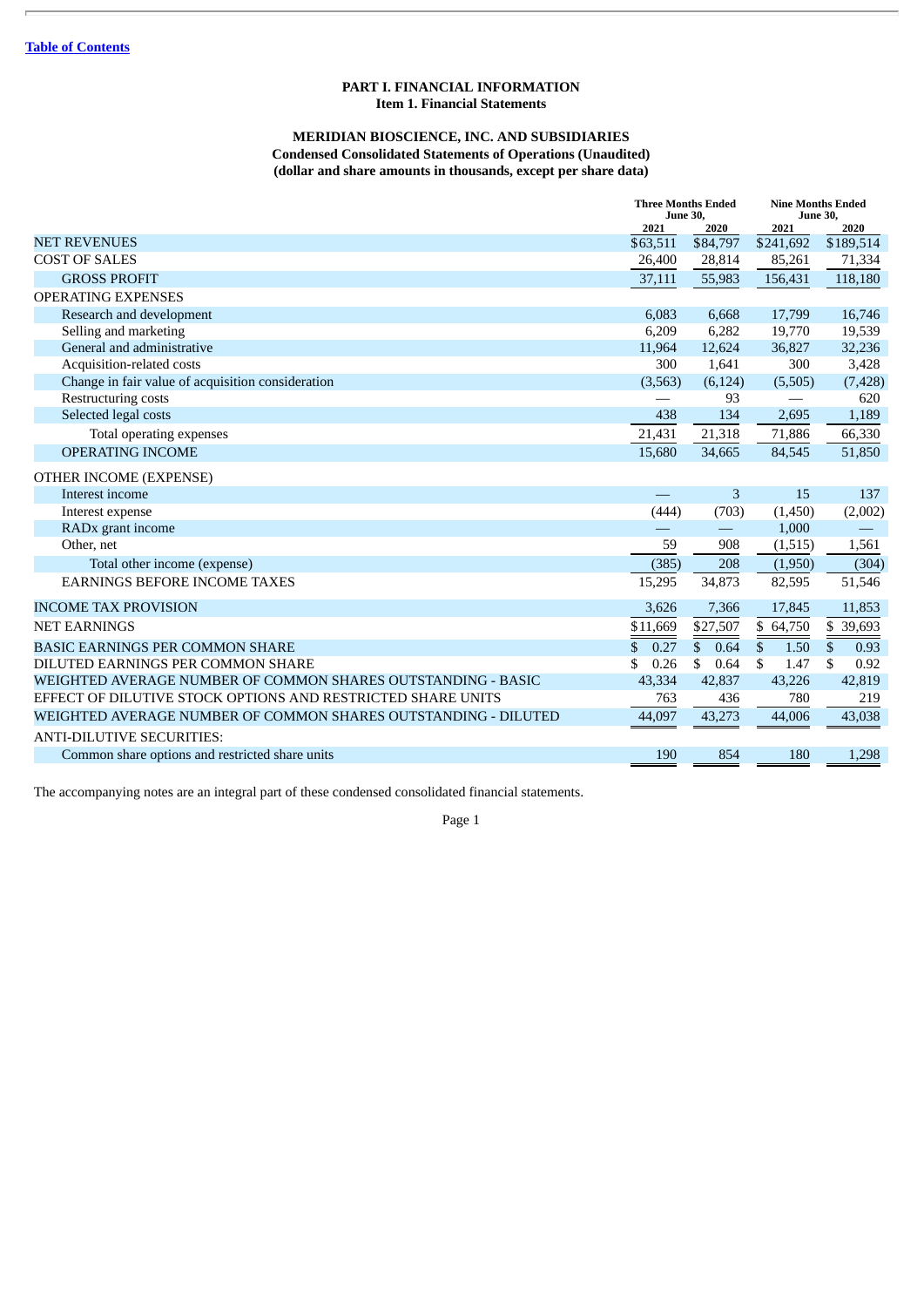[Table of Contents](#)

# PART I. FINANCIAL INFORMATION
## Item 1. Financial Statements

### MERIDIAN BIOSCIENCE, INC. AND SUBSIDIARIES
**Condensed Consolidated Statements of Operations (Unaudited)**
**(dollar and share amounts in thousands, except per share data)**

| | Three Months Ended June 30, | | Nine Months Ended June 30, | |
|---|---|---|---|---|
| | 2021 | 2020 | 2021 | 2020 |
| NET REVENUES | $63,511 | $84,797 | $241,692 | $189,514 |
| COST OF SALES | 26,400 | 28,814 | 85,261 | 71,334 |
| GROSS PROFIT | 37,111 | 55,983 | 156,431 | 118,180 |
| OPERATING EXPENSES | | | | |
| Research and development | 6,083 | 6,668 | 17,799 | 16,746 |
| Selling and marketing | 6,209 | 6,282 | 19,770 | 19,539 |
| General and administrative | 11,964 | 12,624 | 36,827 | 32,236 |
| Acquisition-related costs | 300 | 1,641 | 300 | 3,428 |
| Change in fair value of acquisition consideration | (3,563) | (6,124) | (5,505) | (7,428) |
| Restructuring costs | — | 93 | — | 620 |
| Selected legal costs | 438 | 134 | 2,695 | 1,189 |
| Total operating expenses | 21,431 | 21,318 | 71,886 | 66,330 |
| OPERATING INCOME | 15,680 | 34,665 | 84,545 | 51,850 |
| OTHER INCOME (EXPENSE) | | | | |
| Interest income | — | 3 | 15 | 137 |
| Interest expense | (444) | (703) | (1,450) | (2,002) |
| RADx grant income | — | — | 1,000 | — |
| Other, net | 59 | 908 | (1,515) | 1,561 |
| Total other income (expense) | (385) | 208 | (1,950) | (304) |
| EARNINGS BEFORE INCOME TAXES | 15,295 | 34,873 | 82,595 | 51,546 |
| INCOME TAX PROVISION | 3,626 | 7,366 | 17,845 | 11,853 |
| NET EARNINGS | $11,669 | $27,507 | $ 64,750 | $ 39,693 |
| BASIC EARNINGS PER COMMON SHARE | $ 0.27 | $ 0.64 | $ 1.50 | $ 0.93 |
| DILUTED EARNINGS PER COMMON SHARE | $ 0.26 | $ 0.64 | $ 1.47 | $ 0.92 |
| WEIGHTED AVERAGE NUMBER OF COMMON SHARES OUTSTANDING - BASIC | 43,334 | 42,837 | 43,226 | 42,819 |
| EFFECT OF DILUTIVE STOCK OPTIONS AND RESTRICTED SHARE UNITS | 763 | 436 | 780 | 219 |
| WEIGHTED AVERAGE NUMBER OF COMMON SHARES OUTSTANDING - DILUTED | 44,097 | 43,273 | 44,006 | 43,038 |
| ANTI-DILUTIVE SECURITIES: | | | | |
| Common share options and restricted share units | 190 | 854 | 180 | 1,298 |

The accompanying notes are an integral part of these condensed consolidated financial statements.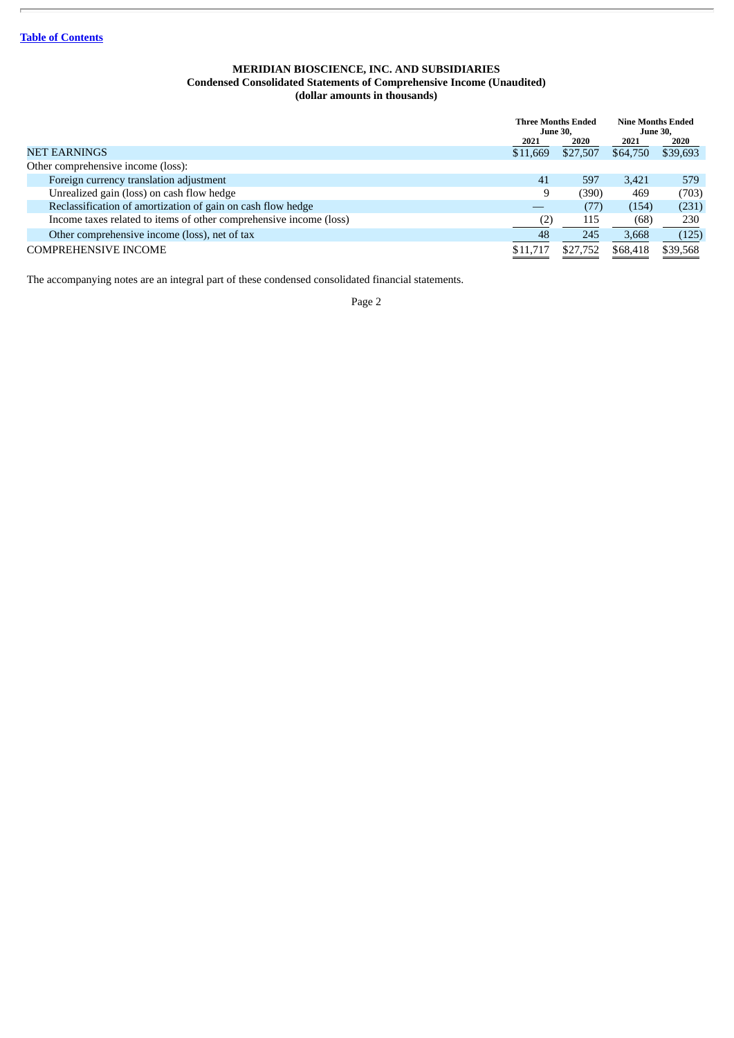[Table of Contents](#)

**MERIDIAN BIOSCIENCE, INC. AND SUBSIDIARIES**
**Condensed Consolidated Statements of Comprehensive Income (Unaudited)**
**(dollar amounts in thousands)**

| | Three Months Ended June 30, | | Nine Months Ended June 30, | |
|---|---|---|---|---|
| | 2021 | 2020 | 2021 | 2020 |
| NET EARNINGS | $11,669 | $27,507 | $64,750 | $39,693 |
| Other comprehensive income (loss): | | | | |
| Foreign currency translation adjustment | 41 | 597 | 3,421 | 579 |
| Unrealized gain (loss) on cash flow hedge | 9 | (390) | 469 | (703) |
| Reclassification of amortization of gain on cash flow hedge | — | (77) | (154) | (231) |
| Income taxes related to items of other comprehensive income (loss) | (2) | 115 | (68) | 230 |
| Other comprehensive income (loss), net of tax | 48 | 245 | 3,668 | (125) |
| COMPREHENSIVE INCOME | $11,717 | $27,752 | $68,418 | $39,568 |

The accompanying notes are an integral part of these condensed consolidated financial statements.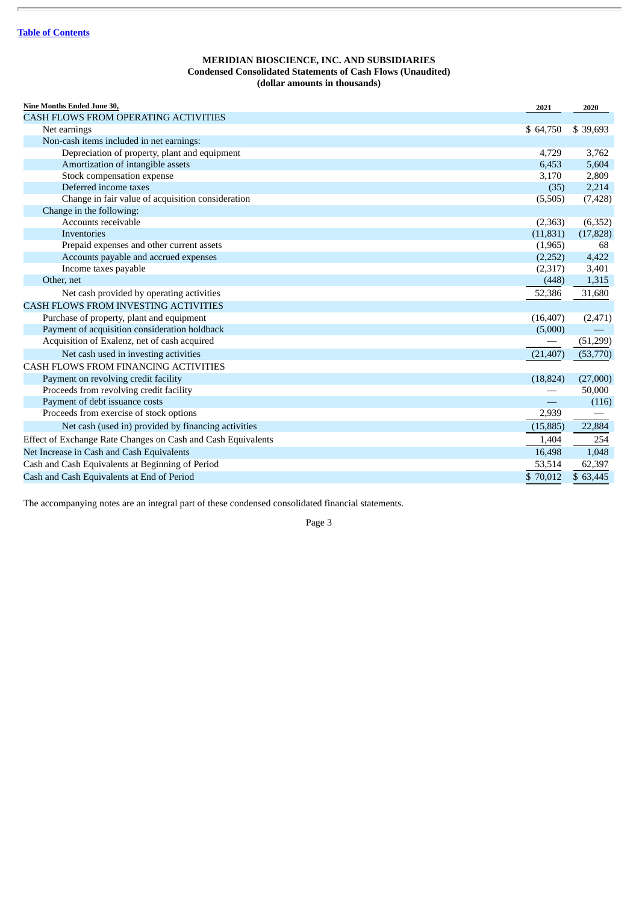[Table of Contents]

**MERIDIAN BIOSCIENCE, INC. AND SUBSIDIARIES**
**Condensed Consolidated Statements of Cash Flows (Unaudited)**
**(dollar amounts in thousands)**

| Nine Months Ended June 30, | 2021 | 2020 |
|---|---|---|
| CASH FLOWS FROM OPERATING ACTIVITIES | | |
| Net earnings | $ 64,750 | $ 39,693 |
| Non-cash items included in net earnings: | | |
| Depreciation of property, plant and equipment | 4,729 | 3,762 |
| Amortization of intangible assets | 6,453 | 5,604 |
| Stock compensation expense | 3,170 | 2,809 |
| Deferred income taxes | (35) | 2,214 |
| Change in fair value of acquisition consideration | (5,505) | (7,428) |
| Change in the following: | | |
| Accounts receivable | (2,363) | (6,352) |
| Inventories | (11,831) | (17,828) |
| Prepaid expenses and other current assets | (1,965) | 68 |
| Accounts payable and accrued expenses | (2,252) | 4,422 |
| Income taxes payable | (2,317) | 3,401 |
| Other, net | (448) | 1,315 |
| Net cash provided by operating activities | 52,386 | 31,680 |
| CASH FLOWS FROM INVESTING ACTIVITIES | | |
| Purchase of property, plant and equipment | (16,407) | (2,471) |
| Payment of acquisition consideration holdback | (5,000) | — |
| Acquisition of Exalenz, net of cash acquired | — | (51,299) |
| Net cash used in investing activities | (21,407) | (53,770) |
| CASH FLOWS FROM FINANCING ACTIVITIES | | |
| Payment on revolving credit facility | (18,824) | (27,000) |
| Proceeds from revolving credit facility | — | 50,000 |
| Payment of debt issuance costs | — | (116) |
| Proceeds from exercise of stock options | 2,939 | — |
| Net cash (used in) provided by financing activities | (15,885) | 22,884 |
| Effect of Exchange Rate Changes on Cash and Cash Equivalents | 1,404 | 254 |
| Net Increase in Cash and Cash Equivalents | 16,498 | 1,048 |
| Cash and Cash Equivalents at Beginning of Period | 53,514 | 62,397 |
| Cash and Cash Equivalents at End of Period | $ 70,012 | $ 63,445 |

The accompanying notes are an integral part of these condensed consolidated financial statements.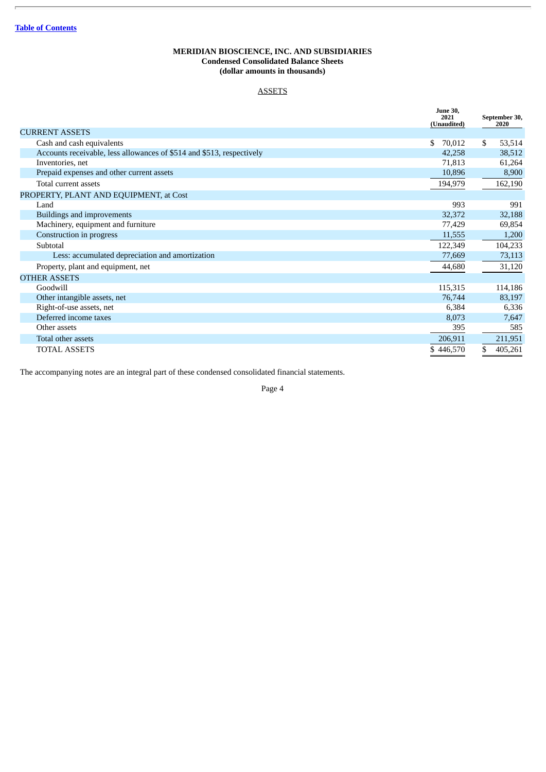[Table of Contents](#)

**MERIDIAN BIOSCIENCE, INC. AND SUBSIDIARIES**
**Condensed Consolidated Balance Sheets**
**(dollar amounts in thousands)**

ASSETS

| | June 30, 2021 (Unaudited) | September 30, 2020 |
|---|---|---|
| CURRENT ASSETS | | |
| Cash and cash equivalents | $ 70,012 | $ 53,514 |
| Accounts receivable, less allowances of $514 and $513, respectively | 42,258 | 38,512 |
| Inventories, net | 71,813 | 61,264 |
| Prepaid expenses and other current assets | 10,896 | 8,900 |
| Total current assets | 194,979 | 162,190 |
| PROPERTY, PLANT AND EQUIPMENT, at Cost | | |
| Land | 993 | 991 |
| Buildings and improvements | 32,372 | 32,188 |
| Machinery, equipment and furniture | 77,429 | 69,854 |
| Construction in progress | 11,555 | 1,200 |
| Subtotal | 122,349 | 104,233 |
| Less: accumulated depreciation and amortization | 77,669 | 73,113 |
| Property, plant and equipment, net | 44,680 | 31,120 |
| OTHER ASSETS | | |
| Goodwill | 115,315 | 114,186 |
| Other intangible assets, net | 76,744 | 83,197 |
| Right-of-use assets, net | 6,384 | 6,336 |
| Deferred income taxes | 8,073 | 7,647 |
| Other assets | 395 | 585 |
| Total other assets | 206,911 | 211,951 |
| TOTAL ASSETS | $ 446,570 | $ 405,261 |

The accompanying notes are an integral part of these condensed consolidated financial statements.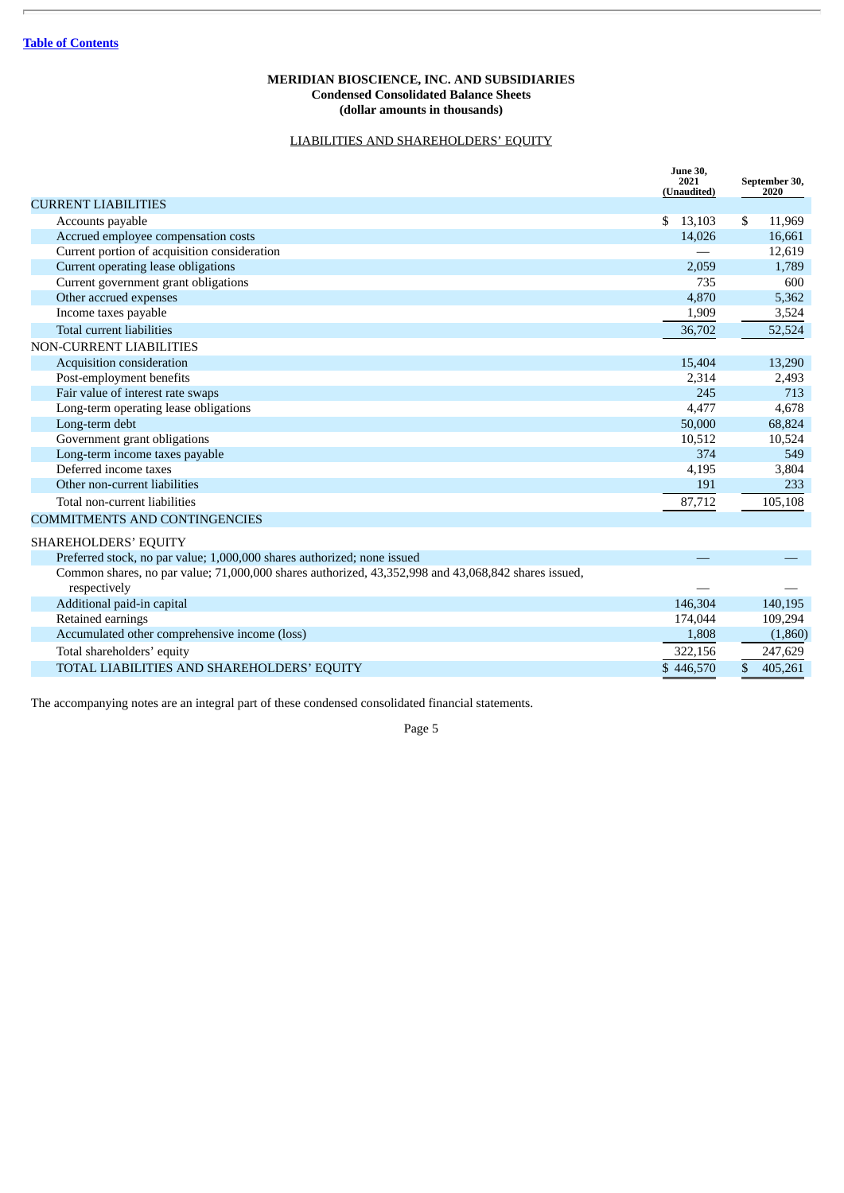[Table of Contents](#)

**MERIDIAN BIOSCIENCE, INC. AND SUBSIDIARIES**
**Condensed Consolidated Balance Sheets**
**(dollar amounts in thousands)**

LIABILITIES AND SHAREHOLDERS' EQUITY

| | June 30, 2021 (Unaudited) | September 30, 2020 |
|---|---|---|
| CURRENT LIABILITIES | | |
| Accounts payable | $ 13,103 | $ 11,969 |
| Accrued employee compensation costs | 14,026 | 16,661 |
| Current portion of acquisition consideration | — | 12,619 |
| Current operating lease obligations | 2,059 | 1,789 |
| Current government grant obligations | 735 | 600 |
| Other accrued expenses | 4,870 | 5,362 |
| Income taxes payable | 1,909 | 3,524 |
| Total current liabilities | 36,702 | 52,524 |
| NON-CURRENT LIABILITIES | | |
| Acquisition consideration | 15,404 | 13,290 |
| Post-employment benefits | 2,314 | 2,493 |
| Fair value of interest rate swaps | 245 | 713 |
| Long-term operating lease obligations | 4,477 | 4,678 |
| Long-term debt | 50,000 | 68,824 |
| Government grant obligations | 10,512 | 10,524 |
| Long-term income taxes payable | 374 | 549 |
| Deferred income taxes | 4,195 | 3,804 |
| Other non-current liabilities | 191 | 233 |
| Total non-current liabilities | 87,712 | 105,108 |
| COMMITMENTS AND CONTINGENCIES | | |
| SHAREHOLDERS' EQUITY | | |
| Preferred stock, no par value; 1,000,000 shares authorized; none issued | — | — |
| Common shares, no par value; 71,000,000 shares authorized, 43,352,998 and 43,068,842 shares issued, respectively | — | — |
| Additional paid-in capital | 146,304 | 140,195 |
| Retained earnings | 174,044 | 109,294 |
| Accumulated other comprehensive income (loss) | 1,808 | (1,860) |
| Total shareholders' equity | 322,156 | 247,629 |
| TOTAL LIABILITIES AND SHAREHOLDERS' EQUITY | $ 446,570 | $ 405,261 |

The accompanying notes are an integral part of these condensed consolidated financial statements.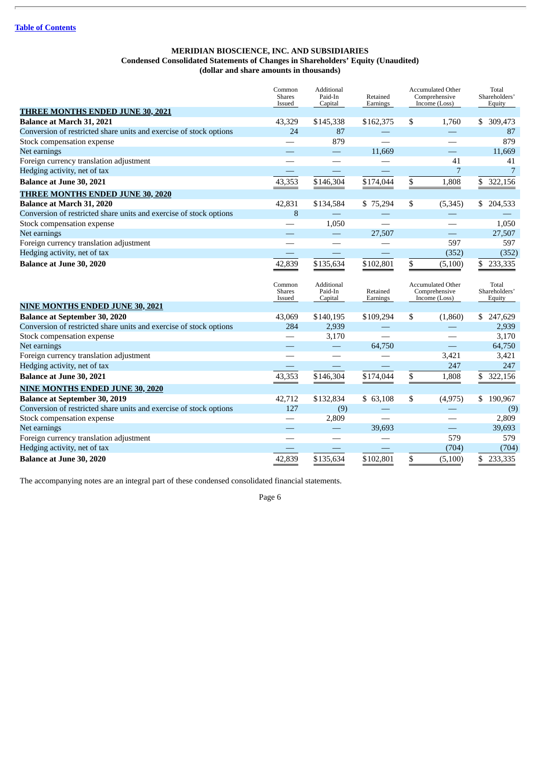[Table of Contents](#)

**MERIDIAN BIOSCIENCE, INC. AND SUBSIDIARIES**
**Condensed Consolidated Statements of Changes in Shareholders' Equity (Unaudited)**
**(dollar and share amounts in thousands)**

| | Common Shares Issued | Additional Paid-In Capital | Retained Earnings | Accumulated Other Comprehensive Income (Loss) | Total Shareholders' Equity |
|---|---|---|---|---|---|
| **THREE MONTHS ENDED JUNE 30, 2021** | | | | | |
| **Balance at March 31, 2021** | 43,329 | $145,338 | $162,375 | $ 1,760 | $ 309,473 |
| Conversion of restricted share units and exercise of stock options | 24 | 87 | — | — | 87 |
| Stock compensation expense | — | 879 | — | — | 879 |
| Net earnings | — | — | 11,669 | — | 11,669 |
| Foreign currency translation adjustment | — | — | — | 41 | 41 |
| Hedging activity, net of tax | — | — | — | 7 | 7 |
| **Balance at June 30, 2021** | 43,353 | $146,304 | $174,044 | $ 1,808 | $ 322,156 |
| **THREE MONTHS ENDED JUNE 30, 2020** | | | | | |
| **Balance at March 31, 2020** | 42,831 | $134,584 | $ 75,294 | $ (5,345) | $ 204,533 |
| Conversion of restricted share units and exercise of stock options | 8 | — | — | — | — |
| Stock compensation expense | — | 1,050 | — | — | 1,050 |
| Net earnings | — | — | 27,507 | — | 27,507 |
| Foreign currency translation adjustment | — | — | — | 597 | 597 |
| Hedging activity, net of tax | — | — | — | (352) | (352) |
| **Balance at June 30, 2020** | 42,839 | $135,634 | $102,801 | $ (5,100) | $ 233,335 |

| | Common Shares Issued | Additional Paid-In Capital | Retained Earnings | Accumulated Other Comprehensive Income (Loss) | Total Shareholders' Equity |
|---|---|---|---|---|---|
| **NINE MONTHS ENDED JUNE 30, 2021** | | | | | |
| **Balance at September 30, 2020** | 43,069 | $140,195 | $109,294 | $ (1,860) | $ 247,629 |
| Conversion of restricted share units and exercise of stock options | 284 | 2,939 | — | — | 2,939 |
| Stock compensation expense | — | 3,170 | — | — | 3,170 |
| Net earnings | — | — | 64,750 | — | 64,750 |
| Foreign currency translation adjustment | — | — | — | 3,421 | 3,421 |
| Hedging activity, net of tax | — | — | — | 247 | 247 |
| **Balance at June 30, 2021** | 43,353 | $146,304 | $174,044 | $ 1,808 | $ 322,156 |
| **NINE MONTHS ENDED JUNE 30, 2020** | | | | | |
| **Balance at September 30, 2019** | 42,712 | $132,834 | $ 63,108 | $ (4,975) | $ 190,967 |
| Conversion of restricted share units and exercise of stock options | 127 | (9) | — | — | (9) |
| Stock compensation expense | — | 2,809 | — | — | 2,809 |
| Net earnings | — | — | 39,693 | — | 39,693 |
| Foreign currency translation adjustment | — | — | — | 579 | 579 |
| Hedging activity, net of tax | — | — | — | (704) | (704) |
| **Balance at June 30, 2020** | 42,839 | $135,634 | $102,801 | $ (5,100) | $ 233,335 |

The accompanying notes are an integral part of these condensed consolidated financial statements.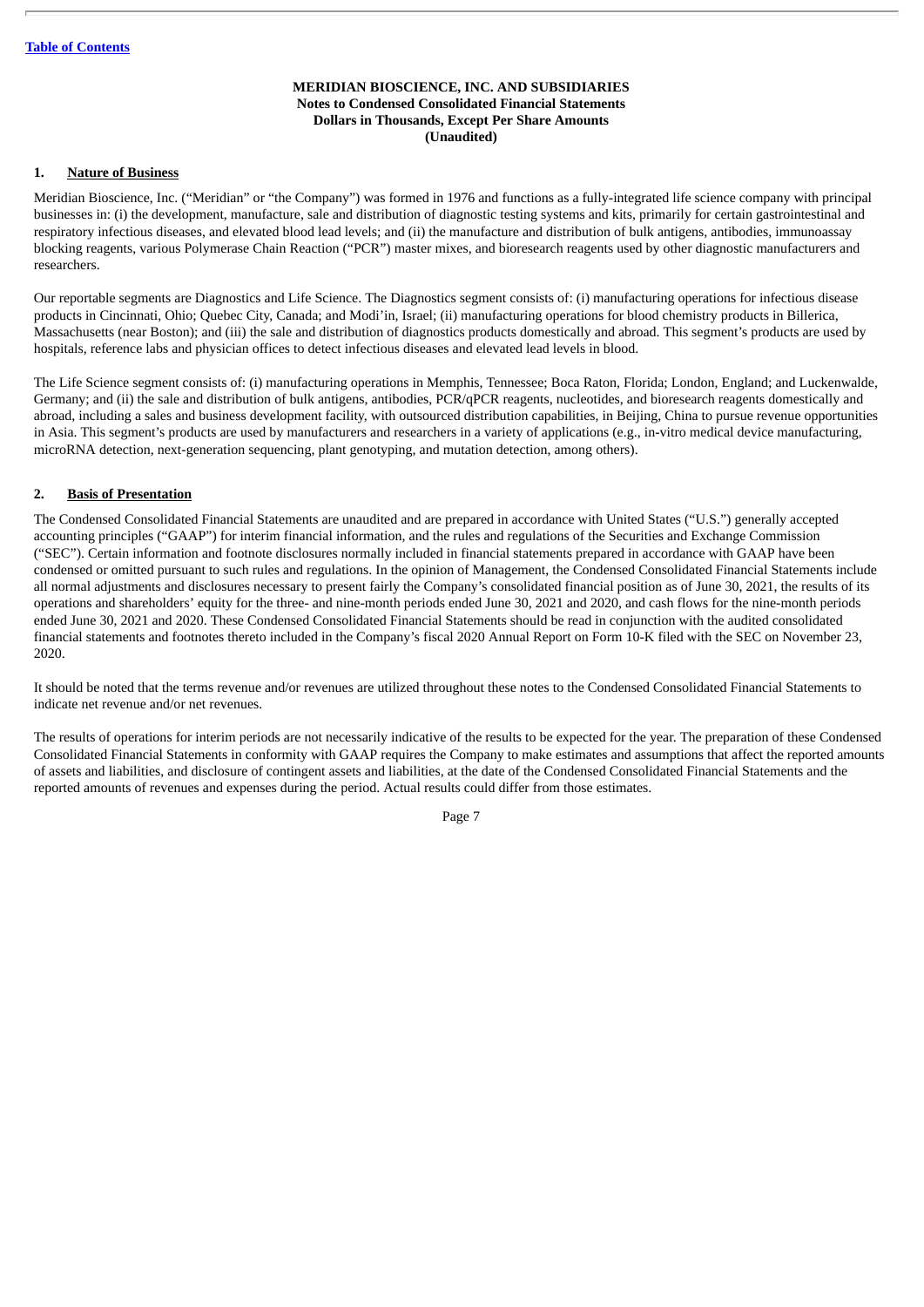**MERIDIAN BIOSCIENCE, INC. AND SUBSIDIARIES**
**Notes to Condensed Consolidated Financial Statements**
**Dollars in Thousands, Except Per Share Amounts**
**(Unaudited)**

## 1. Nature of Business

Meridian Bioscience, Inc. ("Meridian" or "the Company") was formed in 1976 and functions as a fully-integrated life science company with principal businesses in: (i) the development, manufacture, sale and distribution of diagnostic testing systems and kits, primarily for certain gastrointestinal and respiratory infectious diseases, and elevated blood lead levels; and (ii) the manufacture and distribution of bulk antigens, antibodies, immunoassay blocking reagents, various Polymerase Chain Reaction ("PCR") master mixes, and bioresearch reagents used by other diagnostic manufacturers and researchers.

Our reportable segments are Diagnostics and Life Science. The Diagnostics segment consists of: (i) manufacturing operations for infectious disease products in Cincinnati, Ohio; Quebec City, Canada; and Modi'in, Israel; (ii) manufacturing operations for blood chemistry products in Billerica, Massachusetts (near Boston); and (iii) the sale and distribution of diagnostics products domestically and abroad. This segment's products are used by hospitals, reference labs and physician offices to detect infectious diseases and elevated lead levels in blood.

The Life Science segment consists of: (i) manufacturing operations in Memphis, Tennessee; Boca Raton, Florida; London, England; and Luckenwalde, Germany; and (ii) the sale and distribution of bulk antigens, antibodies, PCR/qPCR reagents, nucleotides, and bioresearch reagents domestically and abroad, including a sales and business development facility, with outsourced distribution capabilities, in Beijing, China to pursue revenue opportunities in Asia. This segment's products are used by manufacturers and researchers in a variety of applications (e.g., in-vitro medical device manufacturing, microRNA detection, next-generation sequencing, plant genotyping, and mutation detection, among others).

## 2. Basis of Presentation

The Condensed Consolidated Financial Statements are unaudited and are prepared in accordance with United States ("U.S.") generally accepted accounting principles ("GAAP") for interim financial information, and the rules and regulations of the Securities and Exchange Commission ("SEC"). Certain information and footnote disclosures normally included in financial statements prepared in accordance with GAAP have been condensed or omitted pursuant to such rules and regulations. In the opinion of Management, the Condensed Consolidated Financial Statements include all normal adjustments and disclosures necessary to present fairly the Company's consolidated financial position as of June 30, 2021, the results of its operations and shareholders' equity for the three- and nine-month periods ended June 30, 2021 and 2020, and cash flows for the nine-month periods ended June 30, 2021 and 2020. These Condensed Consolidated Financial Statements should be read in conjunction with the audited consolidated financial statements and footnotes thereto included in the Company's fiscal 2020 Annual Report on Form 10-K filed with the SEC on November 23, 2020.

It should be noted that the terms revenue and/or revenues are utilized throughout these notes to the Condensed Consolidated Financial Statements to indicate net revenue and/or net revenues.

The results of operations for interim periods are not necessarily indicative of the results to be expected for the year. The preparation of these Condensed Consolidated Financial Statements in conformity with GAAP requires the Company to make estimates and assumptions that affect the reported amounts of assets and liabilities, and disclosure of contingent assets and liabilities, at the date of the Condensed Consolidated Financial Statements and the reported amounts of revenues and expenses during the period. Actual results could differ from those estimates.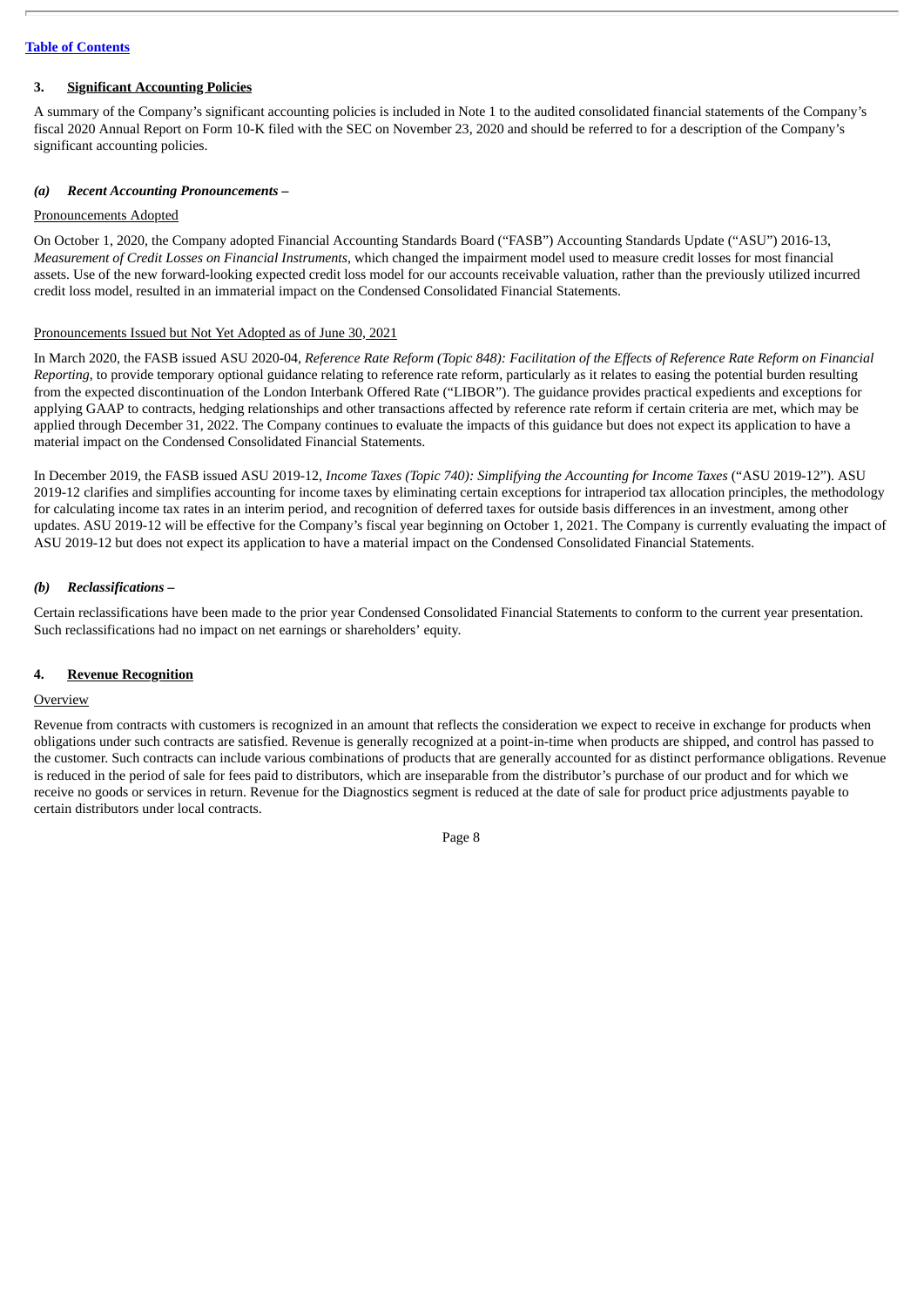[Table of Contents](#)

## 3. Significant Accounting Policies

A summary of the Company's significant accounting policies is included in Note 1 to the audited consolidated financial statements of the Company's fiscal 2020 Annual Report on Form 10-K filed with the SEC on November 23, 2020 and should be referred to for a description of the Company's significant accounting policies.

### *(a) Recent Accounting Pronouncements –*

Pronouncements Adopted

On October 1, 2020, the Company adopted Financial Accounting Standards Board ("FASB") Accounting Standards Update ("ASU") 2016-13, *Measurement of Credit Losses on Financial Instruments*, which changed the impairment model used to measure credit losses for most financial assets. Use of the new forward-looking expected credit loss model for our accounts receivable valuation, rather than the previously utilized incurred credit loss model, resulted in an immaterial impact on the Condensed Consolidated Financial Statements.

Pronouncements Issued but Not Yet Adopted as of June 30, 2021

In March 2020, the FASB issued ASU 2020-04, *Reference Rate Reform (Topic 848): Facilitation of the Effects of Reference Rate Reform on Financial Reporting*, to provide temporary optional guidance relating to reference rate reform, particularly as it relates to easing the potential burden resulting from the expected discontinuation of the London Interbank Offered Rate ("LIBOR"). The guidance provides practical expedients and exceptions for applying GAAP to contracts, hedging relationships and other transactions affected by reference rate reform if certain criteria are met, which may be applied through December 31, 2022. The Company continues to evaluate the impacts of this guidance but does not expect its application to have a material impact on the Condensed Consolidated Financial Statements.

In December 2019, the FASB issued ASU 2019-12, *Income Taxes (Topic 740): Simplifying the Accounting for Income Taxes* ("ASU 2019-12"). ASU 2019-12 clarifies and simplifies accounting for income taxes by eliminating certain exceptions for intraperiod tax allocation principles, the methodology for calculating income tax rates in an interim period, and recognition of deferred taxes for outside basis differences in an investment, among other updates. ASU 2019-12 will be effective for the Company's fiscal year beginning on October 1, 2021. The Company is currently evaluating the impact of ASU 2019-12 but does not expect its application to have a material impact on the Condensed Consolidated Financial Statements.

### *(b) Reclassifications –*

Certain reclassifications have been made to the prior year Condensed Consolidated Financial Statements to conform to the current year presentation. Such reclassifications had no impact on net earnings or shareholders' equity.

## 4. Revenue Recognition

Overview

Revenue from contracts with customers is recognized in an amount that reflects the consideration we expect to receive in exchange for products when obligations under such contracts are satisfied. Revenue is generally recognized at a point-in-time when products are shipped, and control has passed to the customer. Such contracts can include various combinations of products that are generally accounted for as distinct performance obligations. Revenue is reduced in the period of sale for fees paid to distributors, which are inseparable from the distributor's purchase of our product and for which we receive no goods or services in return. Revenue for the Diagnostics segment is reduced at the date of sale for product price adjustments payable to certain distributors under local contracts.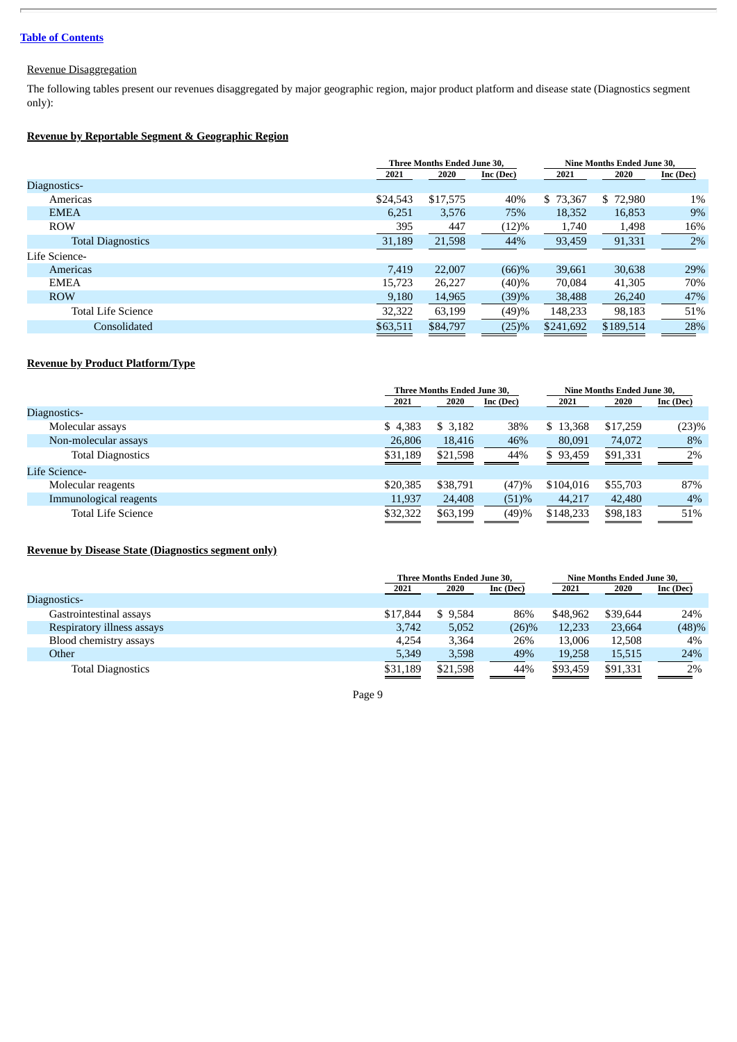[Table of Contents](#)

Revenue Disaggregation

The following tables present our revenues disaggregated by major geographic region, major product platform and disease state (Diagnostics segment only):

**Revenue by Reportable Segment & Geographic Region**

| | Three Months Ended June 30, | | | Nine Months Ended June 30, | | |
|---|---|---|---|---|---|---|
| | 2021 | 2020 | Inc (Dec) | 2021 | 2020 | Inc (Dec) |
| Diagnostics- | | | | | | |
| Americas | $24,543 | $17,575 | 40% | $ 73,367 | $ 72,980 | 1% |
| EMEA | 6,251 | 3,576 | 75% | 18,352 | 16,853 | 9% |
| ROW | 395 | 447 | (12)% | 1,740 | 1,498 | 16% |
| Total Diagnostics | 31,189 | 21,598 | 44% | 93,459 | 91,331 | 2% |
| Life Science- | | | | | | |
| Americas | 7,419 | 22,007 | (66)% | 39,661 | 30,638 | 29% |
| EMEA | 15,723 | 26,227 | (40)% | 70,084 | 41,305 | 70% |
| ROW | 9,180 | 14,965 | (39)% | 38,488 | 26,240 | 47% |
| Total Life Science | 32,322 | 63,199 | (49)% | 148,233 | 98,183 | 51% |
| Consolidated | $63,511 | $84,797 | (25)% | $241,692 | $189,514 | 28% |

**Revenue by Product Platform/Type**

| | Three Months Ended June 30, | | | Nine Months Ended June 30, | | |
|---|---|---|---|---|---|---|
| | 2021 | 2020 | Inc (Dec) | 2021 | 2020 | Inc (Dec) |
| Diagnostics- | | | | | | |
| Molecular assays | $ 4,383 | $ 3,182 | 38% | $ 13,368 | $17,259 | (23)% |
| Non-molecular assays | 26,806 | 18,416 | 46% | 80,091 | 74,072 | 8% |
| Total Diagnostics | $31,189 | $21,598 | 44% | $ 93,459 | $91,331 | 2% |
| Life Science- | | | | | | |
| Molecular reagents | $20,385 | $38,791 | (47)% | $104,016 | $55,703 | 87% |
| Immunological reagents | 11,937 | 24,408 | (51)% | 44,217 | 42,480 | 4% |
| Total Life Science | $32,322 | $63,199 | (49)% | $148,233 | $98,183 | 51% |

**Revenue by Disease State (Diagnostics segment only)**

| | Three Months Ended June 30, | | | Nine Months Ended June 30, | | |
|---|---|---|---|---|---|---|
| | 2021 | 2020 | Inc (Dec) | 2021 | 2020 | Inc (Dec) |
| Diagnostics- | | | | | | |
| Gastrointestinal assays | $17,844 | $ 9,584 | 86% | $48,962 | $39,644 | 24% |
| Respiratory illness assays | 3,742 | 5,052 | (26)% | 12,233 | 23,664 | (48)% |
| Blood chemistry assays | 4,254 | 3,364 | 26% | 13,006 | 12,508 | 4% |
| Other | 5,349 | 3,598 | 49% | 19,258 | 15,515 | 24% |
| Total Diagnostics | $31,189 | $21,598 | 44% | $93,459 | $91,331 | 2% |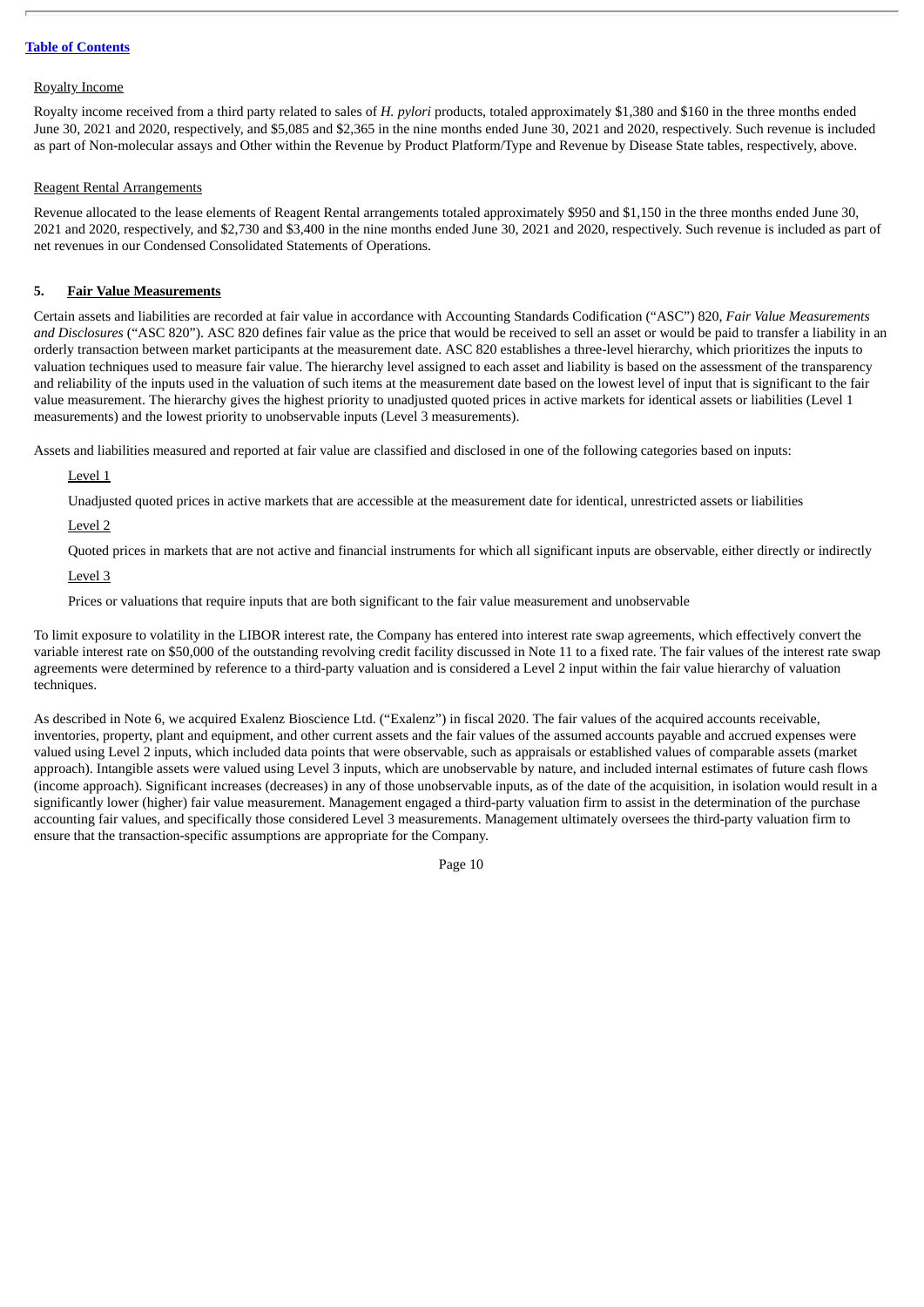Royalty Income

Royalty income received from a third party related to sales of *H. pylori* products, totaled approximately $1,380 and $160 in the three months ended June 30, 2021 and 2020, respectively, and $5,085 and $2,365 in the nine months ended June 30, 2021 and 2020, respectively. Such revenue is included as part of Non-molecular assays and Other within the Revenue by Product Platform/Type and Revenue by Disease State tables, respectively, above.

Reagent Rental Arrangements

Revenue allocated to the lease elements of Reagent Rental arrangements totaled approximately $950 and $1,150 in the three months ended June 30, 2021 and 2020, respectively, and $2,730 and $3,400 in the nine months ended June 30, 2021 and 2020, respectively. Such revenue is included as part of net revenues in our Condensed Consolidated Statements of Operations.

## 5. Fair Value Measurements

Certain assets and liabilities are recorded at fair value in accordance with Accounting Standards Codification ("ASC") 820, *Fair Value Measurements and Disclosures* ("ASC 820"). ASC 820 defines fair value as the price that would be received to sell an asset or would be paid to transfer a liability in an orderly transaction between market participants at the measurement date. ASC 820 establishes a three-level hierarchy, which prioritizes the inputs to valuation techniques used to measure fair value. The hierarchy level assigned to each asset and liability is based on the assessment of the transparency and reliability of the inputs used in the valuation of such items at the measurement date based on the lowest level of input that is significant to the fair value measurement. The hierarchy gives the highest priority to unadjusted quoted prices in active markets for identical assets or liabilities (Level 1 measurements) and the lowest priority to unobservable inputs (Level 3 measurements).

Assets and liabilities measured and reported at fair value are classified and disclosed in one of the following categories based on inputs:

Level 1

Unadjusted quoted prices in active markets that are accessible at the measurement date for identical, unrestricted assets or liabilities

Level 2

Quoted prices in markets that are not active and financial instruments for which all significant inputs are observable, either directly or indirectly

Level 3

Prices or valuations that require inputs that are both significant to the fair value measurement and unobservable

To limit exposure to volatility in the LIBOR interest rate, the Company has entered into interest rate swap agreements, which effectively convert the variable interest rate on $50,000 of the outstanding revolving credit facility discussed in Note 11 to a fixed rate. The fair values of the interest rate swap agreements were determined by reference to a third-party valuation and is considered a Level 2 input within the fair value hierarchy of valuation techniques.

As described in Note 6, we acquired Exalenz Bioscience Ltd. ("Exalenz") in fiscal 2020. The fair values of the acquired accounts receivable, inventories, property, plant and equipment, and other current assets and the fair values of the assumed accounts payable and accrued expenses were valued using Level 2 inputs, which included data points that were observable, such as appraisals or established values of comparable assets (market approach). Intangible assets were valued using Level 3 inputs, which are unobservable by nature, and included internal estimates of future cash flows (income approach). Significant increases (decreases) in any of those unobservable inputs, as of the date of the acquisition, in isolation would result in a significantly lower (higher) fair value measurement. Management engaged a third-party valuation firm to assist in the determination of the purchase accounting fair values, and specifically those considered Level 3 measurements. Management ultimately oversees the third-party valuation firm to ensure that the transaction-specific assumptions are appropriate for the Company.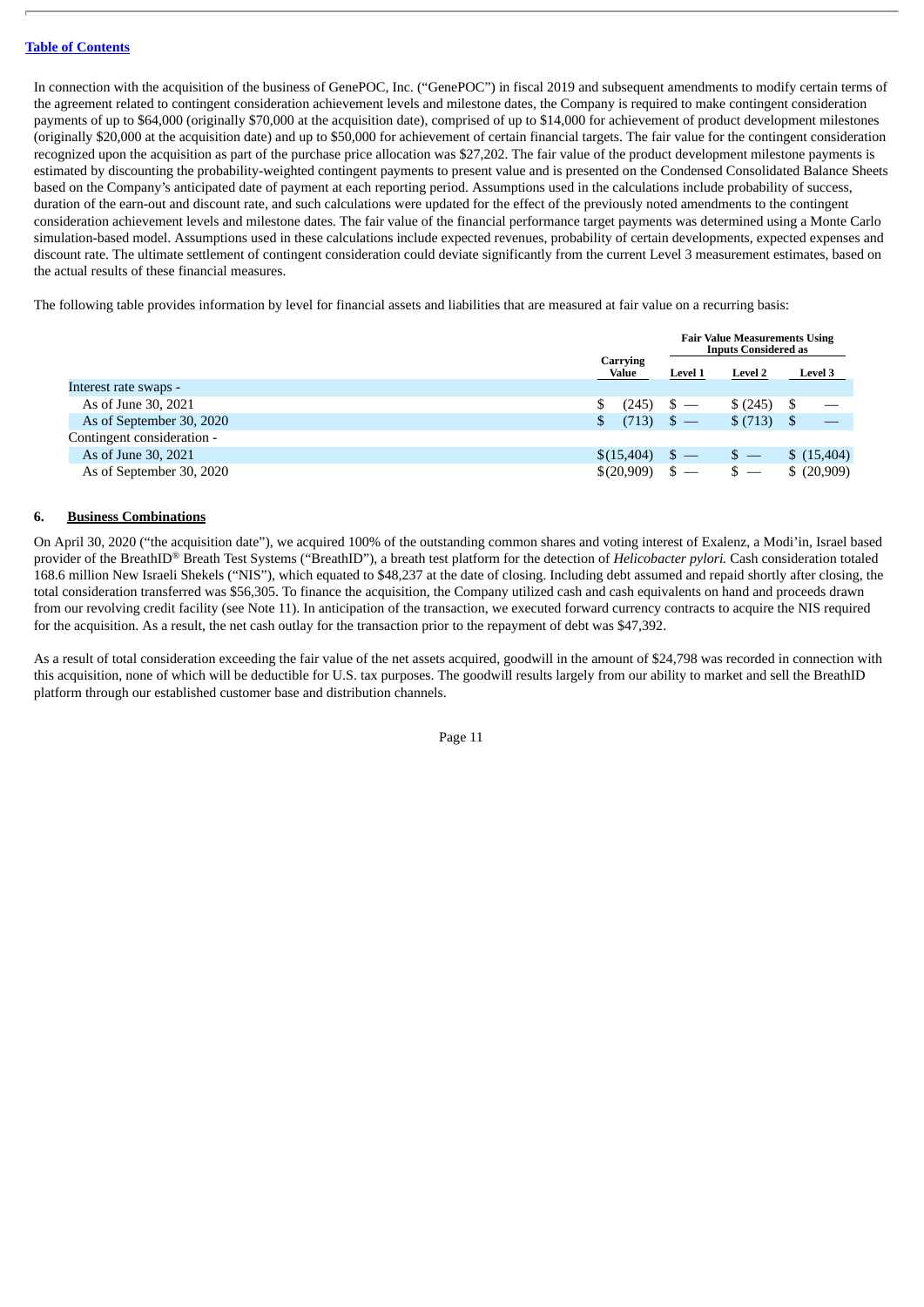In connection with the acquisition of the business of GenePOC, Inc. ("GenePOC") in fiscal 2019 and subsequent amendments to modify certain terms of the agreement related to contingent consideration achievement levels and milestone dates, the Company is required to make contingent consideration payments of up to $64,000 (originally $70,000 at the acquisition date), comprised of up to $14,000 for achievement of product development milestones (originally $20,000 at the acquisition date) and up to $50,000 for achievement of certain financial targets. The fair value for the contingent consideration recognized upon the acquisition as part of the purchase price allocation was $27,202. The fair value of the product development milestone payments is estimated by discounting the probability-weighted contingent payments to present value and is presented on the Condensed Consolidated Balance Sheets based on the Company's anticipated date of payment at each reporting period. Assumptions used in the calculations include probability of success, duration of the earn-out and discount rate, and such calculations were updated for the effect of the previously noted amendments to the contingent consideration achievement levels and milestone dates. The fair value of the financial performance target payments was determined using a Monte Carlo simulation-based model. Assumptions used in these calculations include expected revenues, probability of certain developments, expected expenses and discount rate. The ultimate settlement of contingent consideration could deviate significantly from the current Level 3 measurement estimates, based on the actual results of these financial measures.

The following table provides information by level for financial assets and liabilities that are measured at fair value on a recurring basis:

| | Carrying Value | Fair Value Measurements Using Inputs Considered as | | |
|---|---|---|---|---|
| | | Level 1 | Level 2 | Level 3 |
| Interest rate swaps - | | | | |
| As of June 30, 2021 | $ (245) | $ — | $ (245) | $ — |
| As of September 30, 2020 | $ (713) | $ — | $ (713) | $ — |
| Contingent consideration - | | | | |
| As of June 30, 2021 | $(15,404) | $ — | $ — | $ (15,404) |
| As of September 30, 2020 | $(20,909) | $ — | $ — | $ (20,909) |

## 6. Business Combinations

On April 30, 2020 ("the acquisition date"), we acquired 100% of the outstanding common shares and voting interest of Exalenz, a Modi'in, Israel based provider of the BreathID® Breath Test Systems ("BreathID"), a breath test platform for the detection of *Helicobacter pylori.* Cash consideration totaled 168.6 million New Israeli Shekels ("NIS"), which equated to $48,237 at the date of closing. Including debt assumed and repaid shortly after closing, the total consideration transferred was $56,305. To finance the acquisition, the Company utilized cash and cash equivalents on hand and proceeds drawn from our revolving credit facility (see Note 11). In anticipation of the transaction, we executed forward currency contracts to acquire the NIS required for the acquisition. As a result, the net cash outlay for the transaction prior to the repayment of debt was $47,392.

As a result of total consideration exceeding the fair value of the net assets acquired, goodwill in the amount of $24,798 was recorded in connection with this acquisition, none of which will be deductible for U.S. tax purposes. The goodwill results largely from our ability to market and sell the BreathID platform through our established customer base and distribution channels.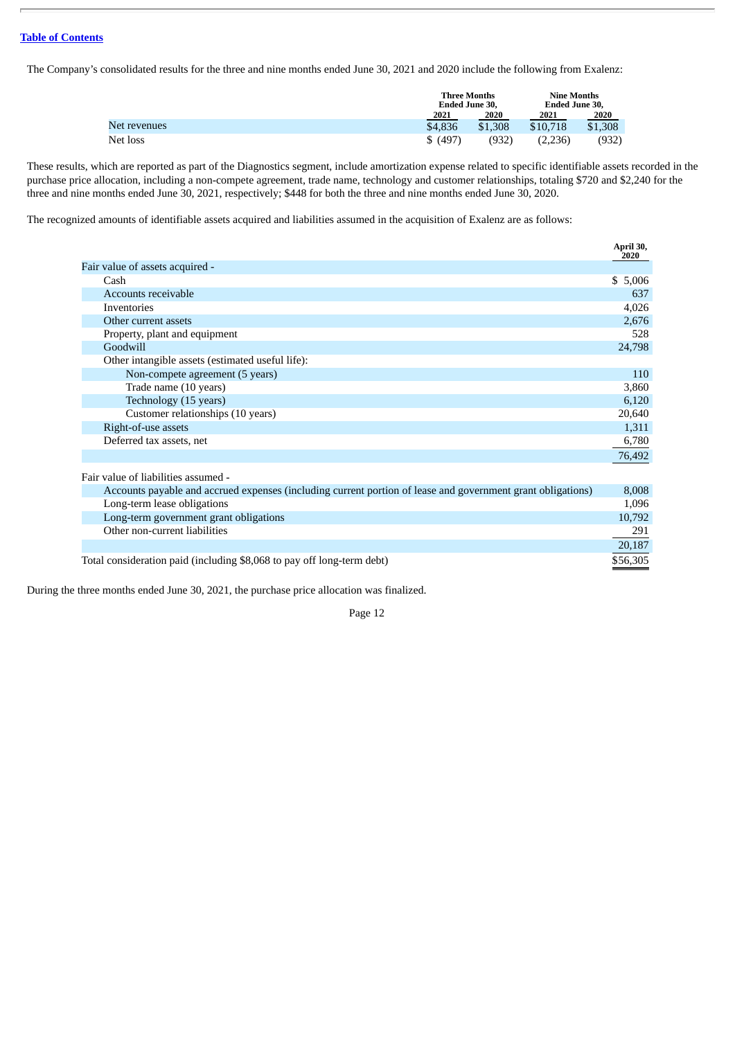[Table of Contents](#)

The Company's consolidated results for the three and nine months ended June 30, 2021 and 2020 include the following from Exalenz:

| | Three Months Ended June 30, | | Nine Months Ended June 30, | |
|---|---|---|---|---|
| | 2021 | 2020 | 2021 | 2020 |
| Net revenues | $4,836 | $1,308 | $10,718 | $1,308 |
| Net loss | $ (497) | (932) | (2,236) | (932) |

These results, which are reported as part of the Diagnostics segment, include amortization expense related to specific identifiable assets recorded in the purchase price allocation, including a non-compete agreement, trade name, technology and customer relationships, totaling $720 and $2,240 for the three and nine months ended June 30, 2021, respectively; $448 for both the three and nine months ended June 30, 2020.

The recognized amounts of identifiable assets acquired and liabilities assumed in the acquisition of Exalenz are as follows:

| | April 30, 2020 |
|---|---|
| Fair value of assets acquired - | |
| Cash | $ 5,006 |
| Accounts receivable | 637 |
| Inventories | 4,026 |
| Other current assets | 2,676 |
| Property, plant and equipment | 528 |
| Goodwill | 24,798 |
| Other intangible assets (estimated useful life): | |
| Non-compete agreement (5 years) | 110 |
| Trade name (10 years) | 3,860 |
| Technology (15 years) | 6,120 |
| Customer relationships (10 years) | 20,640 |
| Right-of-use assets | 1,311 |
| Deferred tax assets, net | 6,780 |
| | 76,492 |
| Fair value of liabilities assumed - | |
| Accounts payable and accrued expenses (including current portion of lease and government grant obligations) | 8,008 |
| Long-term lease obligations | 1,096 |
| Long-term government grant obligations | 10,792 |
| Other non-current liabilities | 291 |
| | 20,187 |
| Total consideration paid (including $8,068 to pay off long-term debt) | $56,305 |

During the three months ended June 30, 2021, the purchase price allocation was finalized.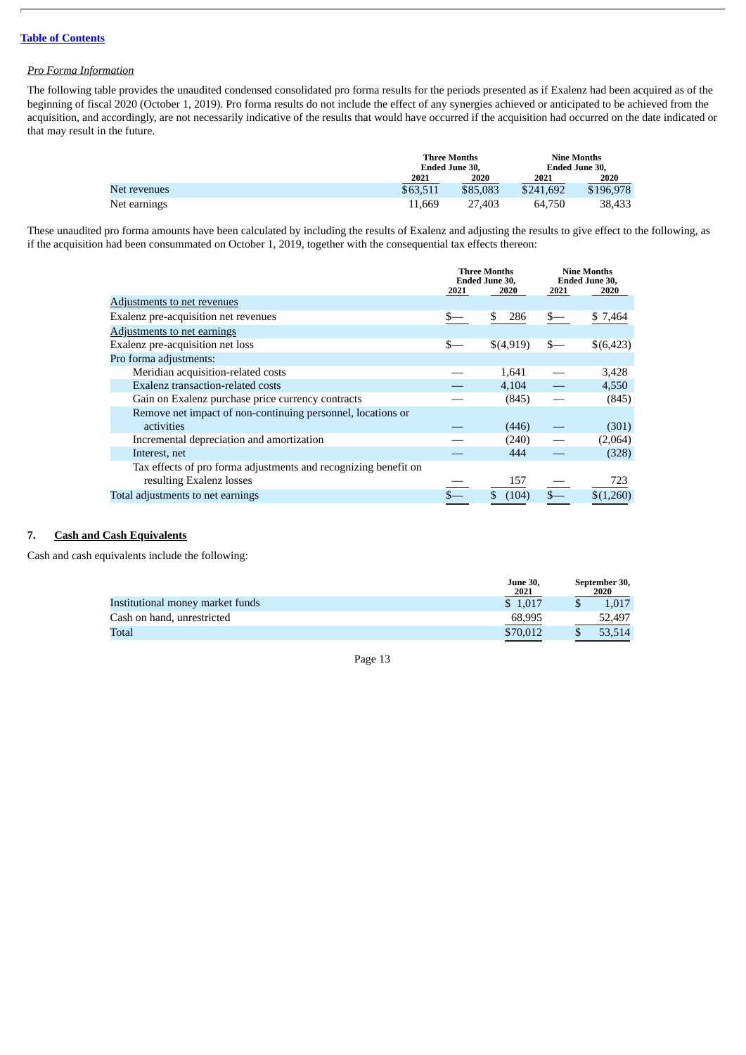*Pro Forma Information*

The following table provides the unaudited condensed consolidated pro forma results for the periods presented as if Exalenz had been acquired as of the beginning of fiscal 2020 (October 1, 2019). Pro forma results do not include the effect of any synergies achieved or anticipated to be achieved from the acquisition, and accordingly, are not necessarily indicative of the results that would have occurred if the acquisition had occurred on the date indicated or that may result in the future.

| | Three Months Ended June 30, | | Nine Months Ended June 30, | |
|---|---|---|---|---|
| | 2021 | 2020 | 2021 | 2020 |
| Net revenues | $63,511 | $85,083 | $241,692 | $196,978 |
| Net earnings | 11,669 | 27,403 | 64,750 | 38,433 |

These unaudited pro forma amounts have been calculated by including the results of Exalenz and adjusting the results to give effect to the following, as if the acquisition had been consummated on October 1, 2019, together with the consequential tax effects thereon:

| | Three Months Ended June 30, | | Nine Months Ended June 30, | |
|---|---|---|---|---|
| | 2021 | 2020 | 2021 | 2020 |
| Adjustments to net revenues | | | | |
| Exalenz pre-acquisition net revenues | $— | $ 286 | $— | $ 7,464 |
| Adjustments to net earnings | | | | |
| Exalenz pre-acquisition net loss | $— | $(4,919) | $— | $(6,423) |
| Pro forma adjustments: | | | | |
| Meridian acquisition-related costs | — | 1,641 | — | 3,428 |
| Exalenz transaction-related costs | — | 4,104 | — | 4,550 |
| Gain on Exalenz purchase price currency contracts | — | (845) | — | (845) |
| Remove net impact of non-continuing personnel, locations or activities | — | (446) | — | (301) |
| Incremental depreciation and amortization | — | (240) | — | (2,064) |
| Interest, net | — | 444 | — | (328) |
| Tax effects of pro forma adjustments and recognizing benefit on resulting Exalenz losses | — | 157 | — | 723 |
| Total adjustments to net earnings | $— | $ (104) | $— | $(1,260) |

## 7. Cash and Cash Equivalents

Cash and cash equivalents include the following:

| | June 30, 2021 | September 30, 2020 |
|---|---|---|
| Institutional money market funds | $ 1,017 | $ 1,017 |
| Cash on hand, unrestricted | 68,995 | 52,497 |
| Total | $70,012 | $ 53,514 |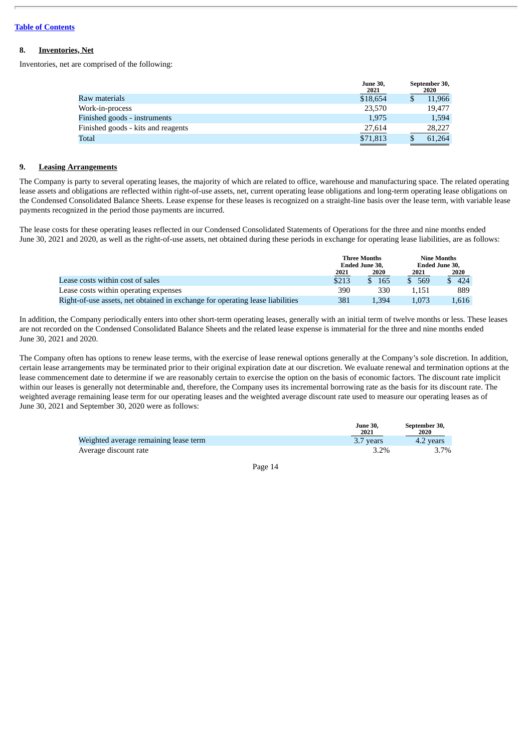[Table of Contents](#)

## 8. Inventories, Net

Inventories, net are comprised of the following:

| | June 30, 2021 | September 30, 2020 |
|---|---|---|
| Raw materials | $18,654 | $ 11,966 |
| Work-in-process | 23,570 | 19,477 |
| Finished goods - instruments | 1,975 | 1,594 |
| Finished goods - kits and reagents | 27,614 | 28,227 |
| Total | $71,813 | $ 61,264 |

## 9. Leasing Arrangements

The Company is party to several operating leases, the majority of which are related to office, warehouse and manufacturing space. The related operating lease assets and obligations are reflected within right-of-use assets, net, current operating lease obligations and long-term operating lease obligations on the Condensed Consolidated Balance Sheets. Lease expense for these leases is recognized on a straight-line basis over the lease term, with variable lease payments recognized in the period those payments are incurred.

The lease costs for these operating leases reflected in our Condensed Consolidated Statements of Operations for the three and nine months ended June 30, 2021 and 2020, as well as the right-of-use assets, net obtained during these periods in exchange for operating lease liabilities, are as follows:

| | Three Months Ended June 30, | | Nine Months Ended June 30, | |
|---|---|---|---|---|
| | 2021 | 2020 | 2021 | 2020 |
| Lease costs within cost of sales | $213 | $ 165 | $ 569 | $ 424 |
| Lease costs within operating expenses | 390 | 330 | 1,151 | 889 |
| Right-of-use assets, net obtained in exchange for operating lease liabilities | 381 | 1,394 | 1,073 | 1,616 |

In addition, the Company periodically enters into other short-term operating leases, generally with an initial term of twelve months or less. These leases are not recorded on the Condensed Consolidated Balance Sheets and the related lease expense is immaterial for the three and nine months ended June 30, 2021 and 2020.

The Company often has options to renew lease terms, with the exercise of lease renewal options generally at the Company's sole discretion. In addition, certain lease arrangements may be terminated prior to their original expiration date at our discretion. We evaluate renewal and termination options at the lease commencement date to determine if we are reasonably certain to exercise the option on the basis of economic factors. The discount rate implicit within our leases is generally not determinable and, therefore, the Company uses its incremental borrowing rate as the basis for its discount rate. The weighted average remaining lease term for our operating leases and the weighted average discount rate used to measure our operating leases as of June 30, 2021 and September 30, 2020 were as follows:

| | June 30, 2021 | September 30, 2020 |
|---|---|---|
| Weighted average remaining lease term | 3.7 years | 4.2 years |
| Average discount rate | 3.2% | 3.7% |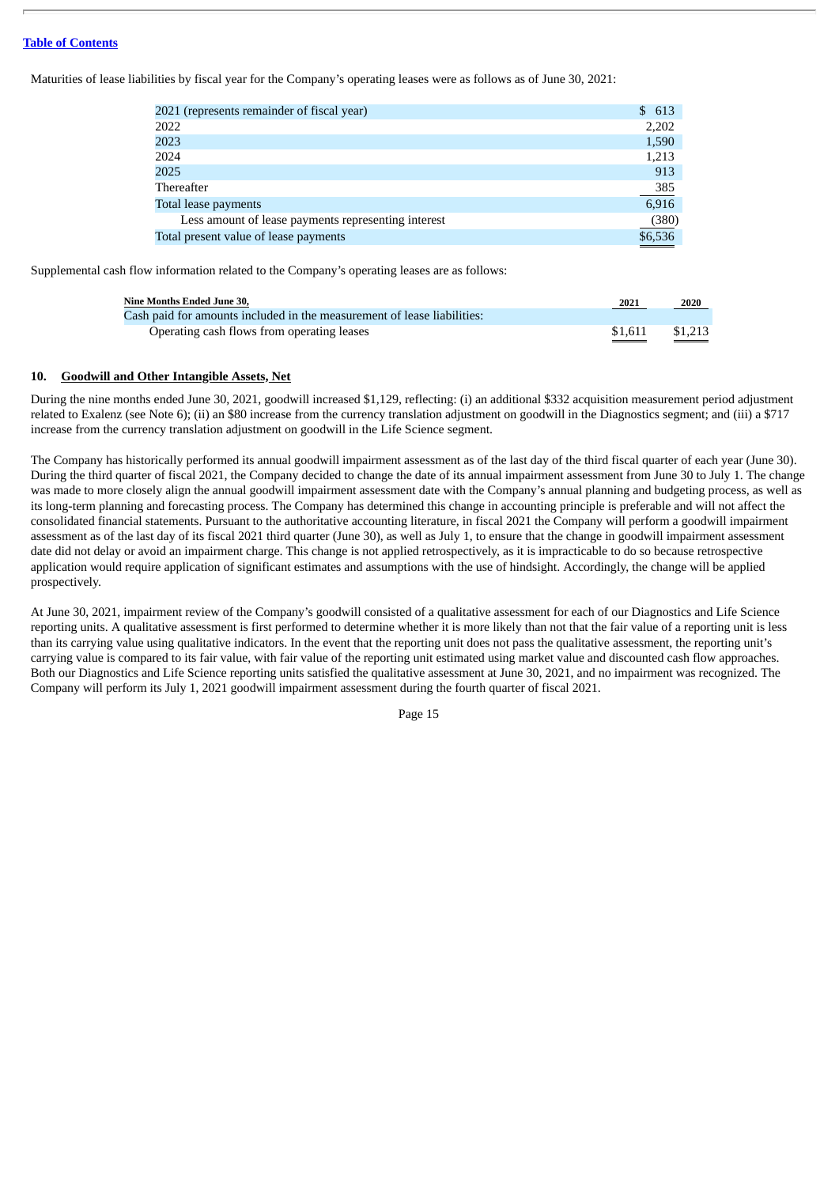Maturities of lease liabilities by fiscal year for the Company's operating leases were as follows as of June 30, 2021:

| | |
|---|---|
| 2021 (represents remainder of fiscal year) | $ 613 |
| 2022 | 2,202 |
| 2023 | 1,590 |
| 2024 | 1,213 |
| 2025 | 913 |
| Thereafter | 385 |
| Total lease payments | 6,916 |
| Less amount of lease payments representing interest | (380) |
| Total present value of lease payments | $6,536 |

Supplemental cash flow information related to the Company's operating leases are as follows:

| Nine Months Ended June 30, | 2021 | 2020 |
|---|---|---|
| Cash paid for amounts included in the measurement of lease liabilities: | | |
| Operating cash flows from operating leases | $1,611 | $1,213 |

## 10. Goodwill and Other Intangible Assets, Net

During the nine months ended June 30, 2021, goodwill increased $1,129, reflecting: (i) an additional $332 acquisition measurement period adjustment related to Exalenz (see Note 6); (ii) an $80 increase from the currency translation adjustment on goodwill in the Diagnostics segment; and (iii) a $717 increase from the currency translation adjustment on goodwill in the Life Science segment.

The Company has historically performed its annual goodwill impairment assessment as of the last day of the third fiscal quarter of each year (June 30). During the third quarter of fiscal 2021, the Company decided to change the date of its annual impairment assessment from June 30 to July 1. The change was made to more closely align the annual goodwill impairment assessment date with the Company's annual planning and budgeting process, as well as its long-term planning and forecasting process. The Company has determined this change in accounting principle is preferable and will not affect the consolidated financial statements. Pursuant to the authoritative accounting literature, in fiscal 2021 the Company will perform a goodwill impairment assessment as of the last day of its fiscal 2021 third quarter (June 30), as well as July 1, to ensure that the change in goodwill impairment assessment date did not delay or avoid an impairment charge. This change is not applied retrospectively, as it is impracticable to do so because retrospective application would require application of significant estimates and assumptions with the use of hindsight. Accordingly, the change will be applied prospectively.

At June 30, 2021, impairment review of the Company's goodwill consisted of a qualitative assessment for each of our Diagnostics and Life Science reporting units. A qualitative assessment is first performed to determine whether it is more likely than not that the fair value of a reporting unit is less than its carrying value using qualitative indicators. In the event that the reporting unit does not pass the qualitative assessment, the reporting unit's carrying value is compared to its fair value, with fair value of the reporting unit estimated using market value and discounted cash flow approaches. Both our Diagnostics and Life Science reporting units satisfied the qualitative assessment at June 30, 2021, and no impairment was recognized. The Company will perform its July 1, 2021 goodwill impairment assessment during the fourth quarter of fiscal 2021.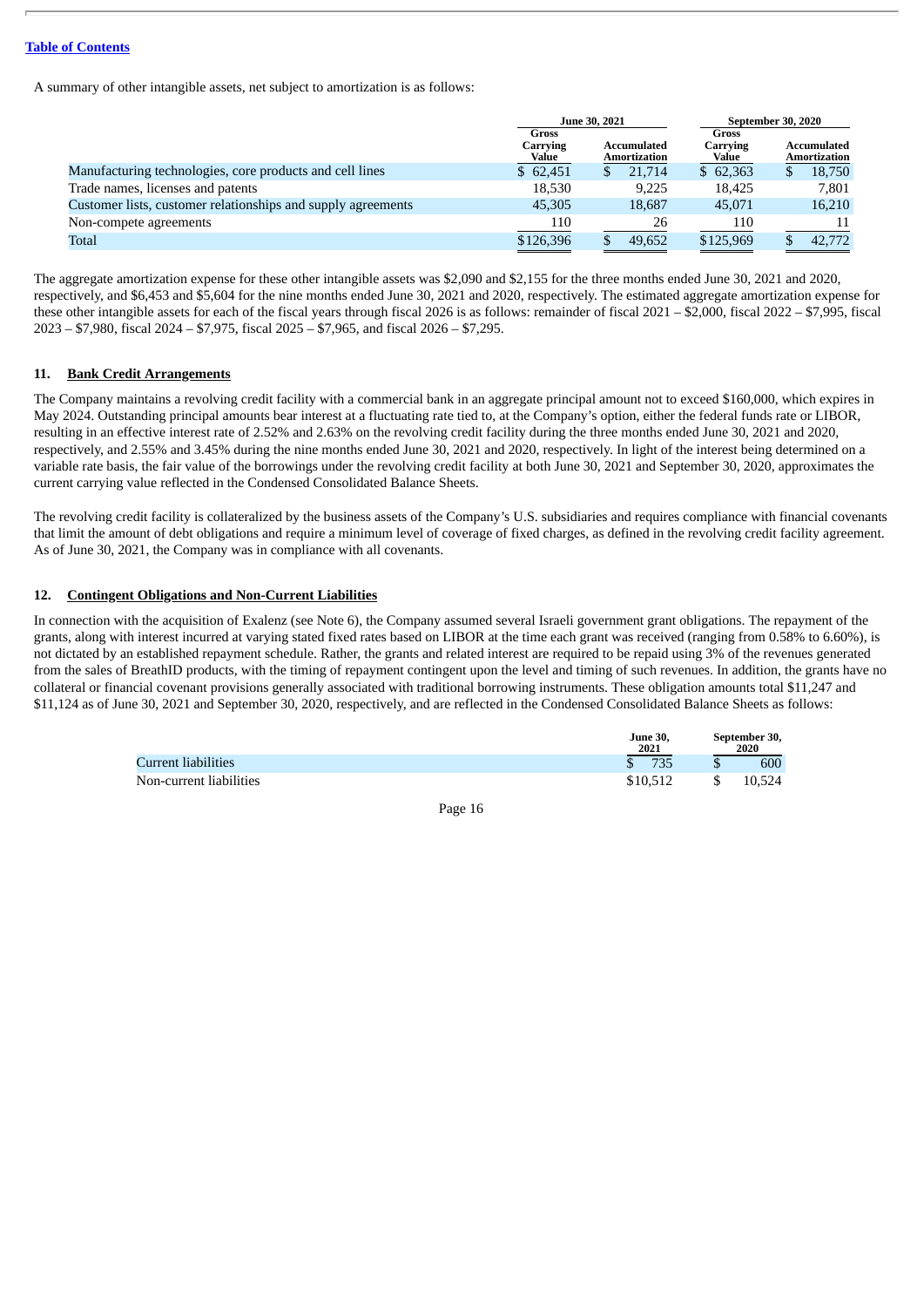[Table of Contents](#)

A summary of other intangible assets, net subject to amortization is as follows:

| | June 30, 2021 | | September 30, 2020 | |
|---|---|---|---|---|
| | Gross Carrying Value | Accumulated Amortization | Gross Carrying Value | Accumulated Amortization |
| Manufacturing technologies, core products and cell lines | $ 62,451 | $ 21,714 | $ 62,363 | $ 18,750 |
| Trade names, licenses and patents | 18,530 | 9,225 | 18,425 | 7,801 |
| Customer lists, customer relationships and supply agreements | 45,305 | 18,687 | 45,071 | 16,210 |
| Non-compete agreements | 110 | 26 | 110 | 11 |
| Total | $126,396 | $ 49,652 | $125,969 | $ 42,772 |

The aggregate amortization expense for these other intangible assets was $2,090 and $2,155 for the three months ended June 30, 2021 and 2020, respectively, and $6,453 and $5,604 for the nine months ended June 30, 2021 and 2020, respectively. The estimated aggregate amortization expense for these other intangible assets for each of the fiscal years through fiscal 2026 is as follows: remainder of fiscal 2021 – $2,000, fiscal 2022 – $7,995, fiscal 2023 – $7,980, fiscal 2024 – $7,975, fiscal 2025 – $7,965, and fiscal 2026 – $7,295.

## 11. Bank Credit Arrangements

The Company maintains a revolving credit facility with a commercial bank in an aggregate principal amount not to exceed $160,000, which expires in May 2024. Outstanding principal amounts bear interest at a fluctuating rate tied to, at the Company's option, either the federal funds rate or LIBOR, resulting in an effective interest rate of 2.52% and 2.63% on the revolving credit facility during the three months ended June 30, 2021 and 2020, respectively, and 2.55% and 3.45% during the nine months ended June 30, 2021 and 2020, respectively. In light of the interest being determined on a variable rate basis, the fair value of the borrowings under the revolving credit facility at both June 30, 2021 and September 30, 2020, approximates the current carrying value reflected in the Condensed Consolidated Balance Sheets.

The revolving credit facility is collateralized by the business assets of the Company's U.S. subsidiaries and requires compliance with financial covenants that limit the amount of debt obligations and require a minimum level of coverage of fixed charges, as defined in the revolving credit facility agreement. As of June 30, 2021, the Company was in compliance with all covenants.

## 12. Contingent Obligations and Non-Current Liabilities

In connection with the acquisition of Exalenz (see Note 6), the Company assumed several Israeli government grant obligations. The repayment of the grants, along with interest incurred at varying stated fixed rates based on LIBOR at the time each grant was received (ranging from 0.58% to 6.60%), is not dictated by an established repayment schedule. Rather, the grants and related interest are required to be repaid using 3% of the revenues generated from the sales of BreathID products, with the timing of repayment contingent upon the level and timing of such revenues. In addition, the grants have no collateral or financial covenant provisions generally associated with traditional borrowing instruments. These obligation amounts total $11,247 and $11,124 as of June 30, 2021 and September 30, 2020, respectively, and are reflected in the Condensed Consolidated Balance Sheets as follows:

| | June 30, 2021 | September 30, 2020 |
|---|---|---|
| Current liabilities | $ 735 | $ 600 |
| Non-current liabilities | $10,512 | $ 10,524 |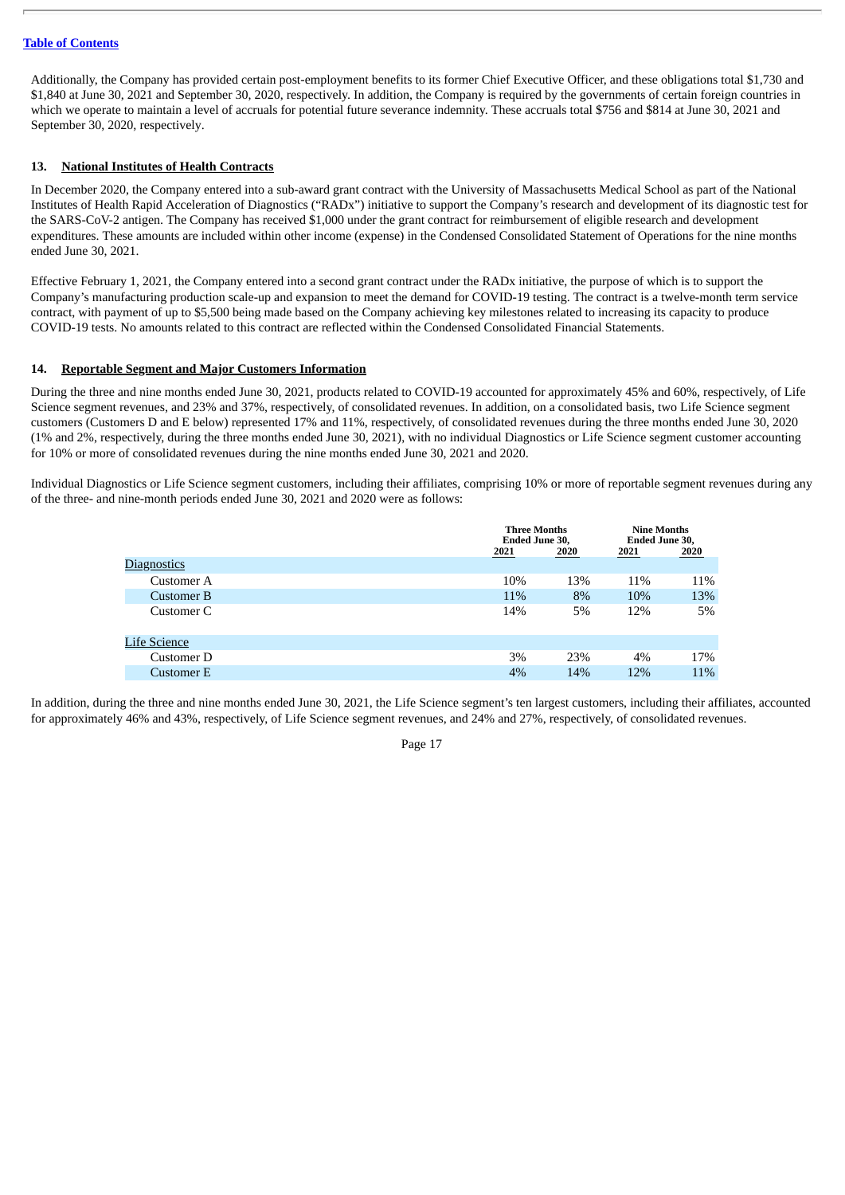Additionally, the Company has provided certain post-employment benefits to its former Chief Executive Officer, and these obligations total $1,730 and $1,840 at June 30, 2021 and September 30, 2020, respectively. In addition, the Company is required by the governments of certain foreign countries in which we operate to maintain a level of accruals for potential future severance indemnity. These accruals total $756 and $814 at June 30, 2021 and September 30, 2020, respectively.

## 13. National Institutes of Health Contracts

In December 2020, the Company entered into a sub-award grant contract with the University of Massachusetts Medical School as part of the National Institutes of Health Rapid Acceleration of Diagnostics ("RADx") initiative to support the Company's research and development of its diagnostic test for the SARS-CoV-2 antigen. The Company has received $1,000 under the grant contract for reimbursement of eligible research and development expenditures. These amounts are included within other income (expense) in the Condensed Consolidated Statement of Operations for the nine months ended June 30, 2021.

Effective February 1, 2021, the Company entered into a second grant contract under the RADx initiative, the purpose of which is to support the Company's manufacturing production scale-up and expansion to meet the demand for COVID-19 testing. The contract is a twelve-month term service contract, with payment of up to $5,500 being made based on the Company achieving key milestones related to increasing its capacity to produce COVID-19 tests. No amounts related to this contract are reflected within the Condensed Consolidated Financial Statements.

## 14. Reportable Segment and Major Customers Information

During the three and nine months ended June 30, 2021, products related to COVID-19 accounted for approximately 45% and 60%, respectively, of Life Science segment revenues, and 23% and 37%, respectively, of consolidated revenues. In addition, on a consolidated basis, two Life Science segment customers (Customers D and E below) represented 17% and 11%, respectively, of consolidated revenues during the three months ended June 30, 2020 (1% and 2%, respectively, during the three months ended June 30, 2021), with no individual Diagnostics or Life Science segment customer accounting for 10% or more of consolidated revenues during the nine months ended June 30, 2021 and 2020.

Individual Diagnostics or Life Science segment customers, including their affiliates, comprising 10% or more of reportable segment revenues during any of the three- and nine-month periods ended June 30, 2021 and 2020 were as follows:

| | Three Months Ended June 30, | | Nine Months Ended June 30, | |
|---|---|---|---|---|
| | 2021 | 2020 | 2021 | 2020 |
| Diagnostics | | | | |
| Customer A | 10% | 13% | 11% | 11% |
| Customer B | 11% | 8% | 10% | 13% |
| Customer C | 14% | 5% | 12% | 5% |
| Life Science | | | | |
| Customer D | 3% | 23% | 4% | 17% |
| Customer E | 4% | 14% | 12% | 11% |

In addition, during the three and nine months ended June 30, 2021, the Life Science segment's ten largest customers, including their affiliates, accounted for approximately 46% and 43%, respectively, of Life Science segment revenues, and 24% and 27%, respectively, of consolidated revenues.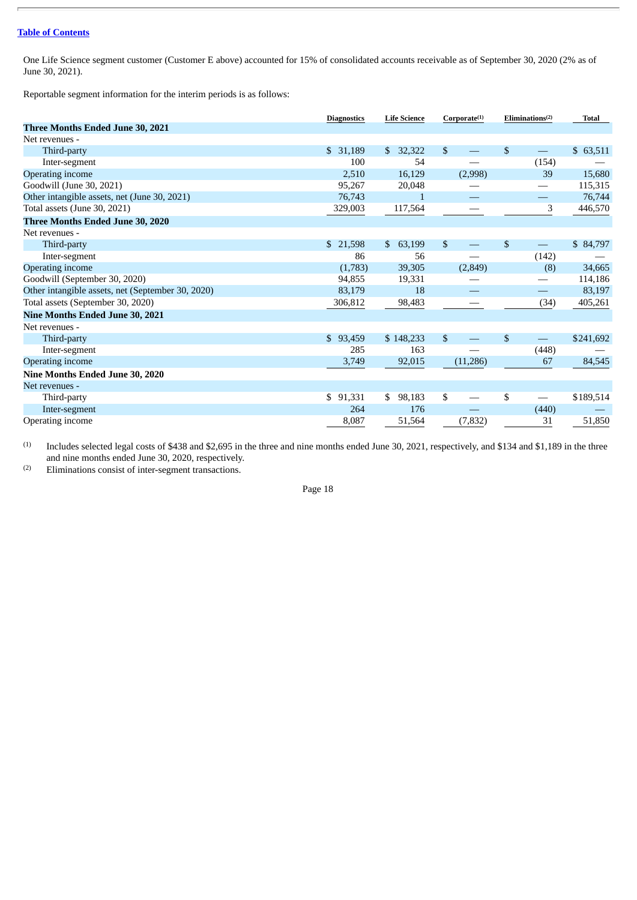One Life Science segment customer (Customer E above) accounted for 15% of consolidated accounts receivable as of September 30, 2020 (2% as of June 30, 2021).

Reportable segment information for the interim periods is as follows:

| | Diagnostics | Life Science | Corporate[1] | Eliminations[2] | Total |
|---|---|---|---|---|---|
| **Three Months Ended June 30, 2021** | | | | | |
| Net revenues - | | | | | |
| Third-party | $ 31,189 | $ 32,322 | $ — | $ — | $ 63,511 |
| Inter-segment | 100 | 54 | — | (154) | — |
| Operating income | 2,510 | 16,129 | (2,998) | 39 | 15,680 |
| Goodwill (June 30, 2021) | 95,267 | 20,048 | — | — | 115,315 |
| Other intangible assets, net (June 30, 2021) | 76,743 | 1 | — | — | 76,744 |
| Total assets (June 30, 2021) | 329,003 | 117,564 | — | 3 | 446,570 |
| **Three Months Ended June 30, 2020** | | | | | |
| Net revenues - | | | | | |
| Third-party | $ 21,598 | $ 63,199 | $ — | $ — | $ 84,797 |
| Inter-segment | 86 | 56 | — | (142) | — |
| Operating income | (1,783) | 39,305 | (2,849) | (8) | 34,665 |
| Goodwill (September 30, 2020) | 94,855 | 19,331 | — | — | 114,186 |
| Other intangible assets, net (September 30, 2020) | 83,179 | 18 | — | — | 83,197 |
| Total assets (September 30, 2020) | 306,812 | 98,483 | — | (34) | 405,261 |
| **Nine Months Ended June 30, 2021** | | | | | |
| Net revenues - | | | | | |
| Third-party | $ 93,459 | $ 148,233 | $ — | $ — | $241,692 |
| Inter-segment | 285 | 163 | — | (448) | — |
| Operating income | 3,749 | 92,015 | (11,286) | 67 | 84,545 |
| **Nine Months Ended June 30, 2020** | | | | | |
| Net revenues - | | | | | |
| Third-party | $ 91,331 | $ 98,183 | $ — | $ — | $189,514 |
| Inter-segment | 264 | 176 | — | (440) | — |
| Operating income | 8,087 | 51,564 | (7,832) | 31 | 51,850 |

(1) Includes selected legal costs of $438 and $2,695 in the three and nine months ended June 30, 2021, respectively, and $134 and $1,189 in the three and nine months ended June 30, 2020, respectively.

(2) Eliminations consist of inter-segment transactions.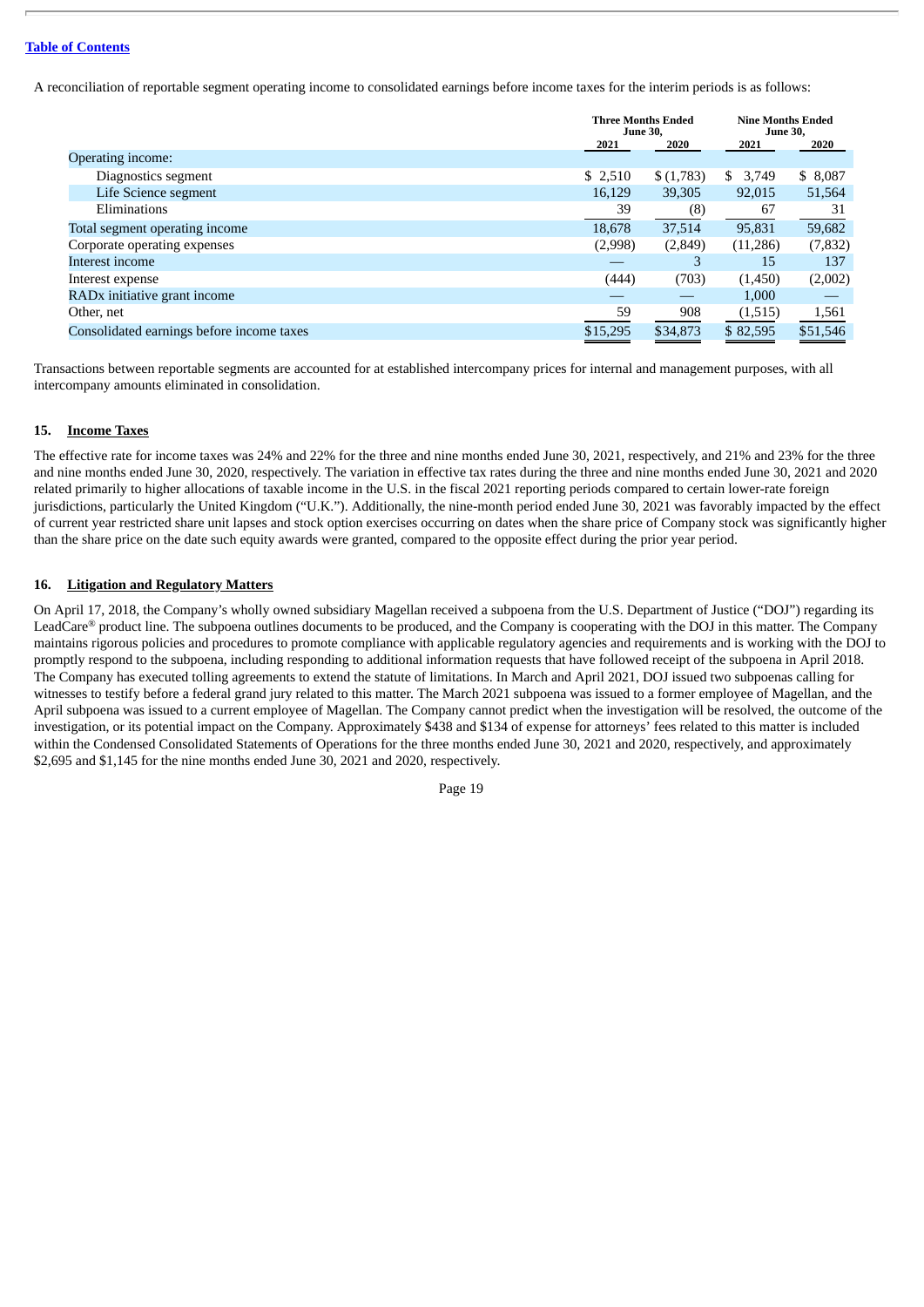A reconciliation of reportable segment operating income to consolidated earnings before income taxes for the interim periods is as follows:

| | Three Months Ended June 30, | | Nine Months Ended June 30, | |
|---|---|---|---|---|
| | 2021 | 2020 | 2021 | 2020 |
| Operating income: | | | | |
| Diagnostics segment | $ 2,510 | $ (1,783) | $ 3,749 | $ 8,087 |
| Life Science segment | 16,129 | 39,305 | 92,015 | 51,564 |
| Eliminations | 39 | (8) | 67 | 31 |
| Total segment operating income | 18,678 | 37,514 | 95,831 | 59,682 |
| Corporate operating expenses | (2,998) | (2,849) | (11,286) | (7,832) |
| Interest income | — | 3 | 15 | 137 |
| Interest expense | (444) | (703) | (1,450) | (2,002) |
| RADx initiative grant income | — | — | 1,000 | — |
| Other, net | 59 | 908 | (1,515) | 1,561 |
| Consolidated earnings before income taxes | $15,295 | $34,873 | $ 82,595 | $51,546 |

Transactions between reportable segments are accounted for at established intercompany prices for internal and management purposes, with all intercompany amounts eliminated in consolidation.

## 15. Income Taxes

The effective rate for income taxes was 24% and 22% for the three and nine months ended June 30, 2021, respectively, and 21% and 23% for the three and nine months ended June 30, 2020, respectively. The variation in effective tax rates during the three and nine months ended June 30, 2021 and 2020 related primarily to higher allocations of taxable income in the U.S. in the fiscal 2021 reporting periods compared to certain lower-rate foreign jurisdictions, particularly the United Kingdom ("U.K."). Additionally, the nine-month period ended June 30, 2021 was favorably impacted by the effect of current year restricted share unit lapses and stock option exercises occurring on dates when the share price of Company stock was significantly higher than the share price on the date such equity awards were granted, compared to the opposite effect during the prior year period.

## 16. Litigation and Regulatory Matters

On April 17, 2018, the Company's wholly owned subsidiary Magellan received a subpoena from the U.S. Department of Justice ("DOJ") regarding its LeadCare® product line. The subpoena outlines documents to be produced, and the Company is cooperating with the DOJ in this matter. The Company maintains rigorous policies and procedures to promote compliance with applicable regulatory agencies and requirements and is working with the DOJ to promptly respond to the subpoena, including responding to additional information requests that have followed receipt of the subpoena in April 2018. The Company has executed tolling agreements to extend the statute of limitations. In March and April 2021, DOJ issued two subpoenas calling for witnesses to testify before a federal grand jury related to this matter. The March 2021 subpoena was issued to a former employee of Magellan, and the April subpoena was issued to a current employee of Magellan. The Company cannot predict when the investigation will be resolved, the outcome of the investigation, or its potential impact on the Company. Approximately $438 and $134 of expense for attorneys' fees related to this matter is included within the Condensed Consolidated Statements of Operations for the three months ended June 30, 2021 and 2020, respectively, and approximately $2,695 and $1,145 for the nine months ended June 30, 2021 and 2020, respectively.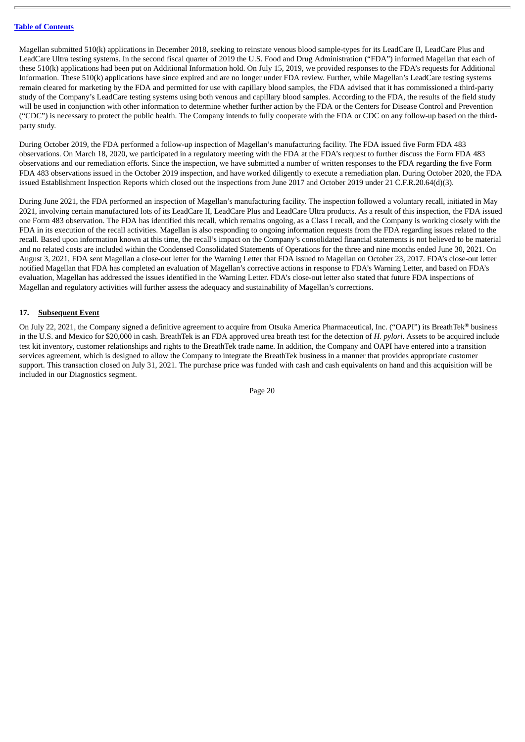Magellan submitted 510(k) applications in December 2018, seeking to reinstate venous blood sample-types for its LeadCare II, LeadCare Plus and LeadCare Ultra testing systems. In the second fiscal quarter of 2019 the U.S. Food and Drug Administration ("FDA") informed Magellan that each of these 510(k) applications had been put on Additional Information hold. On July 15, 2019, we provided responses to the FDA's requests for Additional Information. These 510(k) applications have since expired and are no longer under FDA review. Further, while Magellan's LeadCare testing systems remain cleared for marketing by the FDA and permitted for use with capillary blood samples, the FDA advised that it has commissioned a third-party study of the Company's LeadCare testing systems using both venous and capillary blood samples. According to the FDA, the results of the field study will be used in conjunction with other information to determine whether further action by the FDA or the Centers for Disease Control and Prevention ("CDC") is necessary to protect the public health. The Company intends to fully cooperate with the FDA or CDC on any follow-up based on the third-party study.

During October 2019, the FDA performed a follow-up inspection of Magellan's manufacturing facility. The FDA issued five Form FDA 483 observations. On March 18, 2020, we participated in a regulatory meeting with the FDA at the FDA's request to further discuss the Form FDA 483 observations and our remediation efforts. Since the inspection, we have submitted a number of written responses to the FDA regarding the five Form FDA 483 observations issued in the October 2019 inspection, and have worked diligently to execute a remediation plan. During October 2020, the FDA issued Establishment Inspection Reports which closed out the inspections from June 2017 and October 2019 under 21 C.F.R.20.64(d)(3).

During June 2021, the FDA performed an inspection of Magellan's manufacturing facility. The inspection followed a voluntary recall, initiated in May 2021, involving certain manufactured lots of its LeadCare II, LeadCare Plus and LeadCare Ultra products. As a result of this inspection, the FDA issued one Form 483 observation. The FDA has identified this recall, which remains ongoing, as a Class I recall, and the Company is working closely with the FDA in its execution of the recall activities. Magellan is also responding to ongoing information requests from the FDA regarding issues related to the recall. Based upon information known at this time, the recall's impact on the Company's consolidated financial statements is not believed to be material and no related costs are included within the Condensed Consolidated Statements of Operations for the three and nine months ended June 30, 2021. On August 3, 2021, FDA sent Magellan a close-out letter for the Warning Letter that FDA issued to Magellan on October 23, 2017. FDA's close-out letter notified Magellan that FDA has completed an evaluation of Magellan's corrective actions in response to FDA's Warning Letter, and based on FDA's evaluation, Magellan has addressed the issues identified in the Warning Letter. FDA's close-out letter also stated that future FDA inspections of Magellan and regulatory activities will further assess the adequacy and sustainability of Magellan's corrections.

## 17. Subsequent Event

On July 22, 2021, the Company signed a definitive agreement to acquire from Otsuka America Pharmaceutical, Inc. ("OAPI") its BreathTek® business in the U.S. and Mexico for $20,000 in cash. BreathTek is an FDA approved urea breath test for the detection of *H. pylori*. Assets to be acquired include test kit inventory, customer relationships and rights to the BreathTek trade name. In addition, the Company and OAPI have entered into a transition services agreement, which is designed to allow the Company to integrate the BreathTek business in a manner that provides appropriate customer support. This transaction closed on July 31, 2021. The purchase price was funded with cash and cash equivalents on hand and this acquisition will be included in our Diagnostics segment.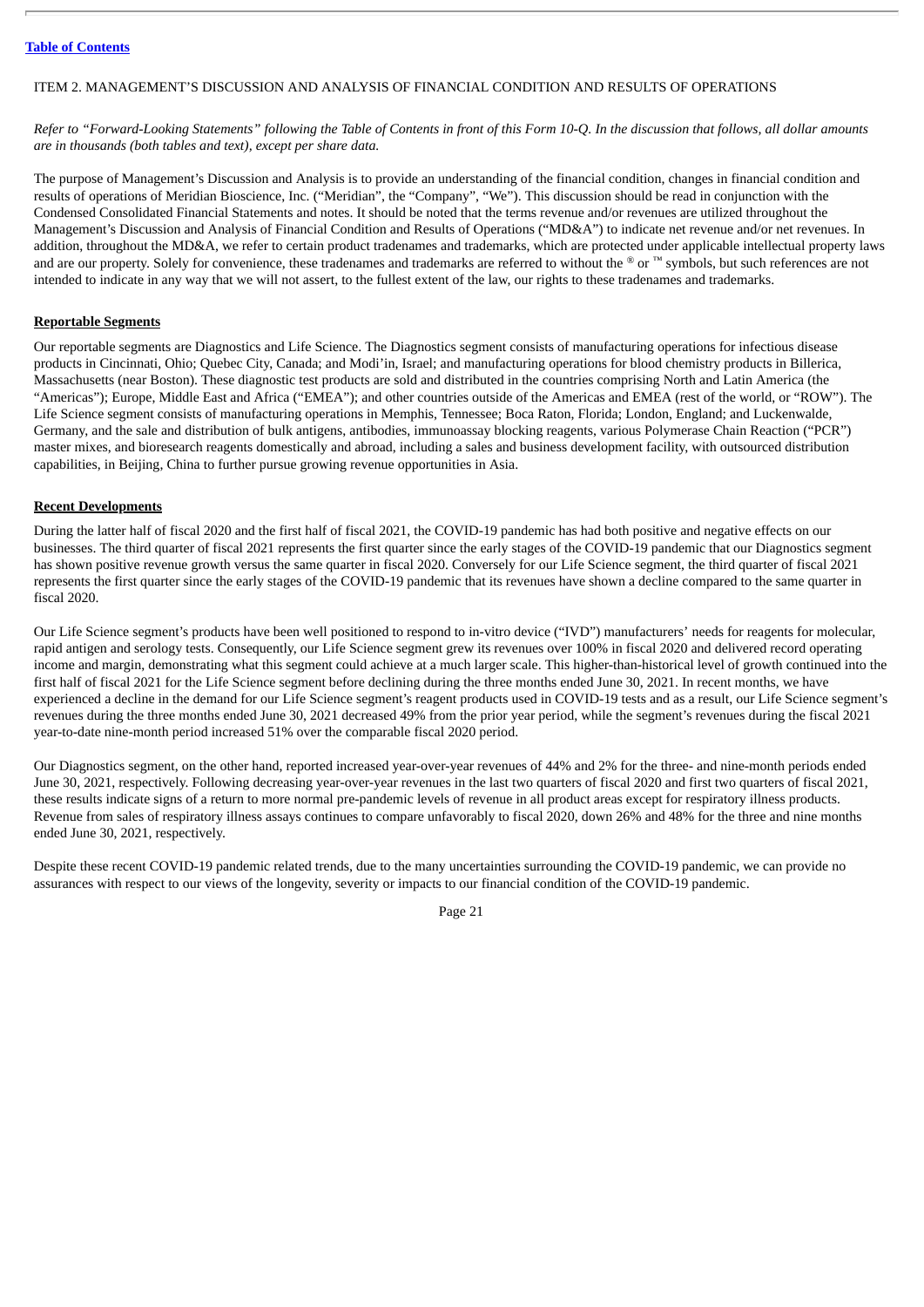ITEM 2. MANAGEMENT'S DISCUSSION AND ANALYSIS OF FINANCIAL CONDITION AND RESULTS OF OPERATIONS

*Refer to "Forward-Looking Statements" following the Table of Contents in front of this Form 10-Q. In the discussion that follows, all dollar amounts are in thousands (both tables and text), except per share data.*

The purpose of Management's Discussion and Analysis is to provide an understanding of the financial condition, changes in financial condition and results of operations of Meridian Bioscience, Inc. ("Meridian", the "Company", "We"). This discussion should be read in conjunction with the Condensed Consolidated Financial Statements and notes. It should be noted that the terms revenue and/or revenues are utilized throughout the Management's Discussion and Analysis of Financial Condition and Results of Operations ("MD&A") to indicate net revenue and/or net revenues. In addition, throughout the MD&A, we refer to certain product tradenames and trademarks, which are protected under applicable intellectual property laws and are our property. Solely for convenience, these tradenames and trademarks are referred to without the ® or ™ symbols, but such references are not intended to indicate in any way that we will not assert, to the fullest extent of the law, our rights to these tradenames and trademarks.

**Reportable Segments**

Our reportable segments are Diagnostics and Life Science. The Diagnostics segment consists of manufacturing operations for infectious disease products in Cincinnati, Ohio; Quebec City, Canada; and Modi'in, Israel; and manufacturing operations for blood chemistry products in Billerica, Massachusetts (near Boston). These diagnostic test products are sold and distributed in the countries comprising North and Latin America (the "Americas"); Europe, Middle East and Africa ("EMEA"); and other countries outside of the Americas and EMEA (rest of the world, or "ROW"). The Life Science segment consists of manufacturing operations in Memphis, Tennessee; Boca Raton, Florida; London, England; and Luckenwalde, Germany, and the sale and distribution of bulk antigens, antibodies, immunoassay blocking reagents, various Polymerase Chain Reaction ("PCR") master mixes, and bioresearch reagents domestically and abroad, including a sales and business development facility, with outsourced distribution capabilities, in Beijing, China to further pursue growing revenue opportunities in Asia.

**Recent Developments**

During the latter half of fiscal 2020 and the first half of fiscal 2021, the COVID-19 pandemic has had both positive and negative effects on our businesses. The third quarter of fiscal 2021 represents the first quarter since the early stages of the COVID-19 pandemic that our Diagnostics segment has shown positive revenue growth versus the same quarter in fiscal 2020. Conversely for our Life Science segment, the third quarter of fiscal 2021 represents the first quarter since the early stages of the COVID-19 pandemic that its revenues have shown a decline compared to the same quarter in fiscal 2020.

Our Life Science segment's products have been well positioned to respond to in-vitro device ("IVD") manufacturers' needs for reagents for molecular, rapid antigen and serology tests. Consequently, our Life Science segment grew its revenues over 100% in fiscal 2020 and delivered record operating income and margin, demonstrating what this segment could achieve at a much larger scale. This higher-than-historical level of growth continued into the first half of fiscal 2021 for the Life Science segment before declining during the three months ended June 30, 2021. In recent months, we have experienced a decline in the demand for our Life Science segment's reagent products used in COVID-19 tests and as a result, our Life Science segment's revenues during the three months ended June 30, 2021 decreased 49% from the prior year period, while the segment's revenues during the fiscal 2021 year-to-date nine-month period increased 51% over the comparable fiscal 2020 period.

Our Diagnostics segment, on the other hand, reported increased year-over-year revenues of 44% and 2% for the three- and nine-month periods ended June 30, 2021, respectively. Following decreasing year-over-year revenues in the last two quarters of fiscal 2020 and first two quarters of fiscal 2021, these results indicate signs of a return to more normal pre-pandemic levels of revenue in all product areas except for respiratory illness products. Revenue from sales of respiratory illness assays continues to compare unfavorably to fiscal 2020, down 26% and 48% for the three and nine months ended June 30, 2021, respectively.

Despite these recent COVID-19 pandemic related trends, due to the many uncertainties surrounding the COVID-19 pandemic, we can provide no assurances with respect to our views of the longevity, severity or impacts to our financial condition of the COVID-19 pandemic.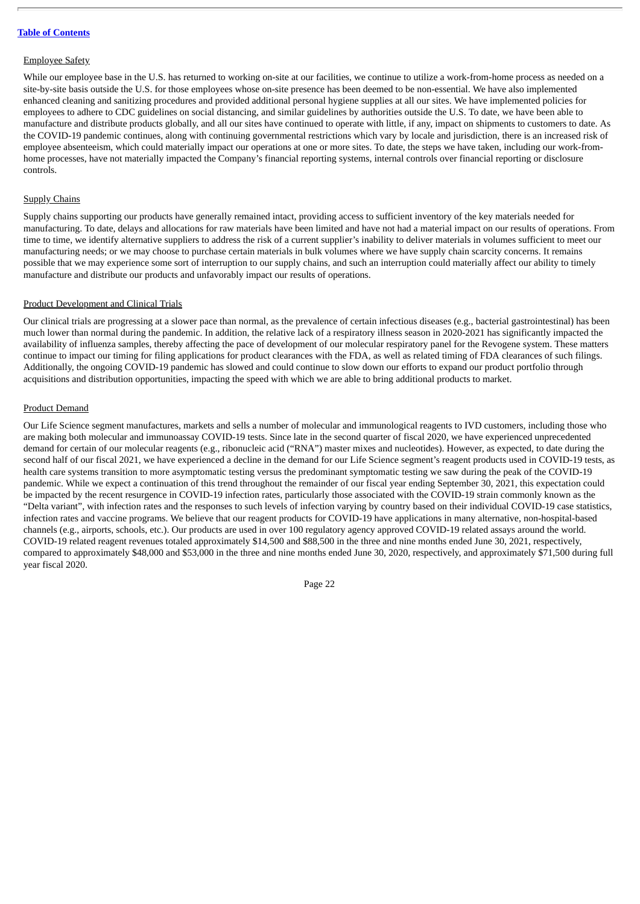Employee Safety

While our employee base in the U.S. has returned to working on-site at our facilities, we continue to utilize a work-from-home process as needed on a site-by-site basis outside the U.S. for those employees whose on-site presence has been deemed to be non-essential. We have also implemented enhanced cleaning and sanitizing procedures and provided additional personal hygiene supplies at all our sites. We have implemented policies for employees to adhere to CDC guidelines on social distancing, and similar guidelines by authorities outside the U.S. To date, we have been able to manufacture and distribute products globally, and all our sites have continued to operate with little, if any, impact on shipments to customers to date. As the COVID-19 pandemic continues, along with continuing governmental restrictions which vary by locale and jurisdiction, there is an increased risk of employee absenteeism, which could materially impact our operations at one or more sites. To date, the steps we have taken, including our work-from-home processes, have not materially impacted the Company's financial reporting systems, internal controls over financial reporting or disclosure controls.

Supply Chains

Supply chains supporting our products have generally remained intact, providing access to sufficient inventory of the key materials needed for manufacturing. To date, delays and allocations for raw materials have been limited and have not had a material impact on our results of operations. From time to time, we identify alternative suppliers to address the risk of a current supplier's inability to deliver materials in volumes sufficient to meet our manufacturing needs; or we may choose to purchase certain materials in bulk volumes where we have supply chain scarcity concerns. It remains possible that we may experience some sort of interruption to our supply chains, and such an interruption could materially affect our ability to timely manufacture and distribute our products and unfavorably impact our results of operations.

Product Development and Clinical Trials

Our clinical trials are progressing at a slower pace than normal, as the prevalence of certain infectious diseases (e.g., bacterial gastrointestinal) has been much lower than normal during the pandemic. In addition, the relative lack of a respiratory illness season in 2020-2021 has significantly impacted the availability of influenza samples, thereby affecting the pace of development of our molecular respiratory panel for the Revogene system. These matters continue to impact our timing for filing applications for product clearances with the FDA, as well as related timing of FDA clearances of such filings. Additionally, the ongoing COVID-19 pandemic has slowed and could continue to slow down our efforts to expand our product portfolio through acquisitions and distribution opportunities, impacting the speed with which we are able to bring additional products to market.

Product Demand

Our Life Science segment manufactures, markets and sells a number of molecular and immunological reagents to IVD customers, including those who are making both molecular and immunoassay COVID-19 tests. Since late in the second quarter of fiscal 2020, we have experienced unprecedented demand for certain of our molecular reagents (e.g., ribonucleic acid ("RNA") master mixes and nucleotides). However, as expected, to date during the second half of our fiscal 2021, we have experienced a decline in the demand for our Life Science segment's reagent products used in COVID-19 tests, as health care systems transition to more asymptomatic testing versus the predominant symptomatic testing we saw during the peak of the COVID-19 pandemic. While we expect a continuation of this trend throughout the remainder of our fiscal year ending September 30, 2021, this expectation could be impacted by the recent resurgence in COVID-19 infection rates, particularly those associated with the COVID-19 strain commonly known as the "Delta variant", with infection rates and the responses to such levels of infection varying by country based on their individual COVID-19 case statistics, infection rates and vaccine programs. We believe that our reagent products for COVID-19 have applications in many alternative, non-hospital-based channels (e.g., airports, schools, etc.). Our products are used in over 100 regulatory agency approved COVID-19 related assays around the world. COVID-19 related reagent revenues totaled approximately $14,500 and $88,500 in the three and nine months ended June 30, 2021, respectively, compared to approximately $48,000 and $53,000 in the three and nine months ended June 30, 2020, respectively, and approximately $71,500 during full year fiscal 2020.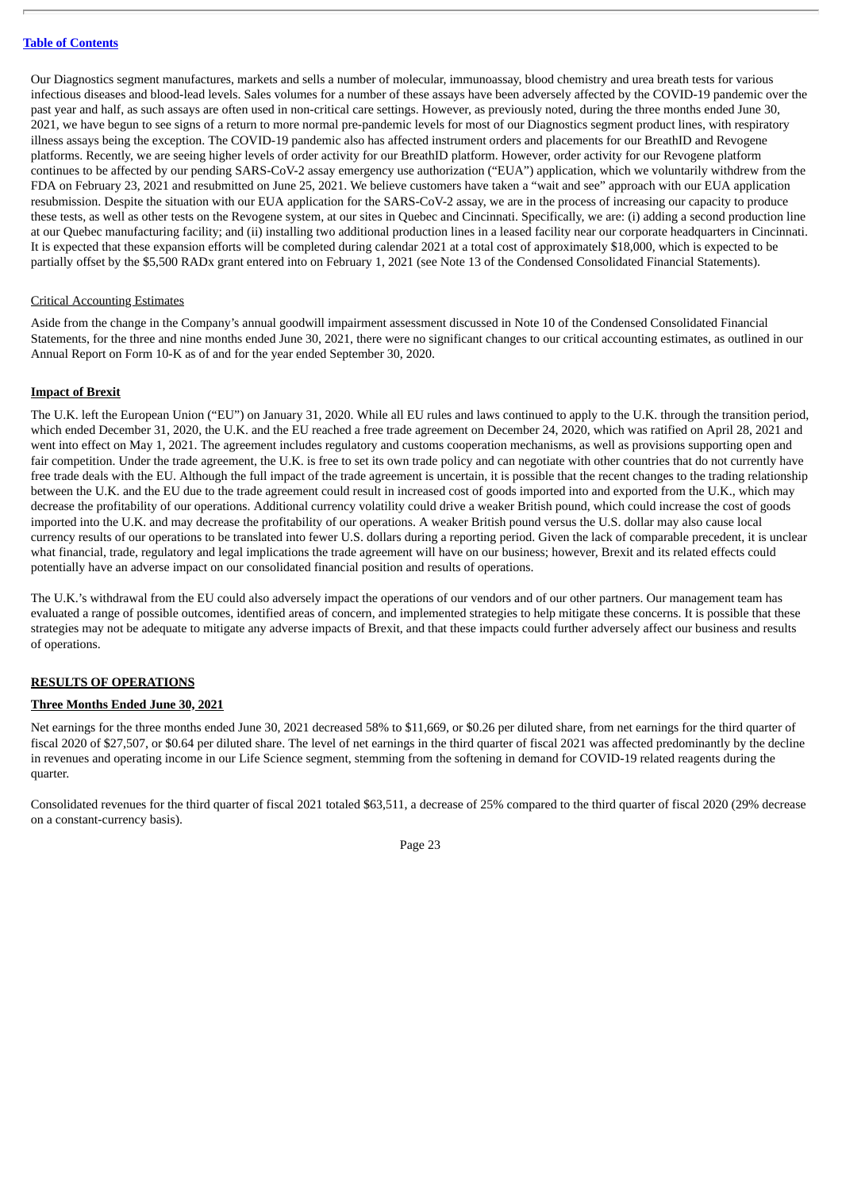Our Diagnostics segment manufactures, markets and sells a number of molecular, immunoassay, blood chemistry and urea breath tests for various infectious diseases and blood-lead levels. Sales volumes for a number of these assays have been adversely affected by the COVID-19 pandemic over the past year and half, as such assays are often used in non-critical care settings. However, as previously noted, during the three months ended June 30, 2021, we have begun to see signs of a return to more normal pre-pandemic levels for most of our Diagnostics segment product lines, with respiratory illness assays being the exception. The COVID-19 pandemic also has affected instrument orders and placements for our BreathID and Revogene platforms. Recently, we are seeing higher levels of order activity for our BreathID platform. However, order activity for our Revogene platform continues to be affected by our pending SARS-CoV-2 assay emergency use authorization ("EUA") application, which we voluntarily withdrew from the FDA on February 23, 2021 and resubmitted on June 25, 2021. We believe customers have taken a "wait and see" approach with our EUA application resubmission. Despite the situation with our EUA application for the SARS-CoV-2 assay, we are in the process of increasing our capacity to produce these tests, as well as other tests on the Revogene system, at our sites in Quebec and Cincinnati. Specifically, we are: (i) adding a second production line at our Quebec manufacturing facility; and (ii) installing two additional production lines in a leased facility near our corporate headquarters in Cincinnati. It is expected that these expansion efforts will be completed during calendar 2021 at a total cost of approximately $18,000, which is expected to be partially offset by the $5,500 RADx grant entered into on February 1, 2021 (see Note 13 of the Condensed Consolidated Financial Statements).

Critical Accounting Estimates

Aside from the change in the Company's annual goodwill impairment assessment discussed in Note 10 of the Condensed Consolidated Financial Statements, for the three and nine months ended June 30, 2021, there were no significant changes to our critical accounting estimates, as outlined in our Annual Report on Form 10-K as of and for the year ended September 30, 2020.

**Impact of Brexit**

The U.K. left the European Union ("EU") on January 31, 2020. While all EU rules and laws continued to apply to the U.K. through the transition period, which ended December 31, 2020, the U.K. and the EU reached a free trade agreement on December 24, 2020, which was ratified on April 28, 2021 and went into effect on May 1, 2021. The agreement includes regulatory and customs cooperation mechanisms, as well as provisions supporting open and fair competition. Under the trade agreement, the U.K. is free to set its own trade policy and can negotiate with other countries that do not currently have free trade deals with the EU. Although the full impact of the trade agreement is uncertain, it is possible that the recent changes to the trading relationship between the U.K. and the EU due to the trade agreement could result in increased cost of goods imported into and exported from the U.K., which may decrease the profitability of our operations. Additional currency volatility could drive a weaker British pound, which could increase the cost of goods imported into the U.K. and may decrease the profitability of our operations. A weaker British pound versus the U.S. dollar may also cause local currency results of our operations to be translated into fewer U.S. dollars during a reporting period. Given the lack of comparable precedent, it is unclear what financial, trade, regulatory and legal implications the trade agreement will have on our business; however, Brexit and its related effects could potentially have an adverse impact on our consolidated financial position and results of operations.

The U.K.'s withdrawal from the EU could also adversely impact the operations of our vendors and of our other partners. Our management team has evaluated a range of possible outcomes, identified areas of concern, and implemented strategies to help mitigate these concerns. It is possible that these strategies may not be adequate to mitigate any adverse impacts of Brexit, and that these impacts could further adversely affect our business and results of operations.

**RESULTS OF OPERATIONS**

**Three Months Ended June 30, 2021**

Net earnings for the three months ended June 30, 2021 decreased 58% to $11,669, or $0.26 per diluted share, from net earnings for the third quarter of fiscal 2020 of $27,507, or $0.64 per diluted share. The level of net earnings in the third quarter of fiscal 2021 was affected predominantly by the decline in revenues and operating income in our Life Science segment, stemming from the softening in demand for COVID-19 related reagents during the quarter.

Consolidated revenues for the third quarter of fiscal 2021 totaled $63,511, a decrease of 25% compared to the third quarter of fiscal 2020 (29% decrease on a constant-currency basis).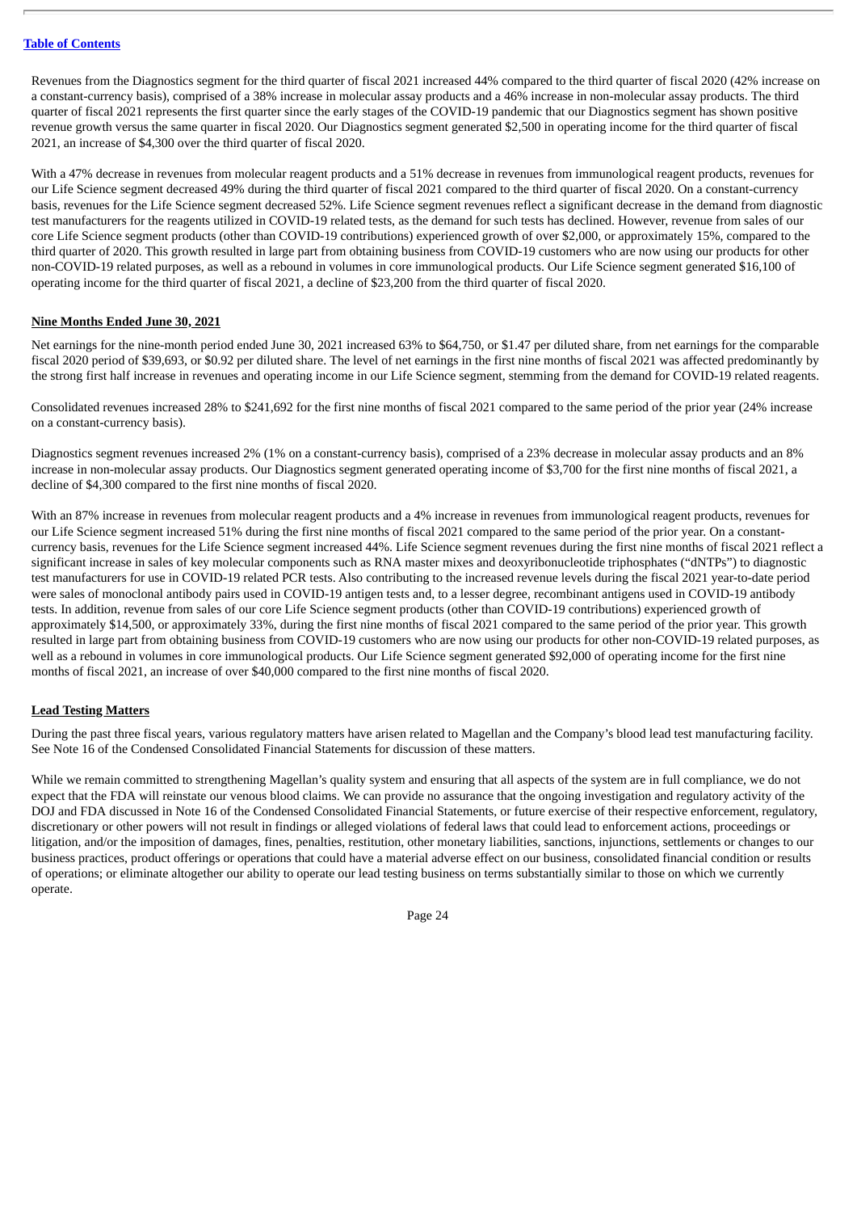Revenues from the Diagnostics segment for the third quarter of fiscal 2021 increased 44% compared to the third quarter of fiscal 2020 (42% increase on a constant-currency basis), comprised of a 38% increase in molecular assay products and a 46% increase in non-molecular assay products. The third quarter of fiscal 2021 represents the first quarter since the early stages of the COVID-19 pandemic that our Diagnostics segment has shown positive revenue growth versus the same quarter in fiscal 2020. Our Diagnostics segment generated $2,500 in operating income for the third quarter of fiscal 2021, an increase of $4,300 over the third quarter of fiscal 2020.

With a 47% decrease in revenues from molecular reagent products and a 51% decrease in revenues from immunological reagent products, revenues for our Life Science segment decreased 49% during the third quarter of fiscal 2021 compared to the third quarter of fiscal 2020. On a constant-currency basis, revenues for the Life Science segment decreased 52%. Life Science segment revenues reflect a significant decrease in the demand from diagnostic test manufacturers for the reagents utilized in COVID-19 related tests, as the demand for such tests has declined. However, revenue from sales of our core Life Science segment products (other than COVID-19 contributions) experienced growth of over $2,000, or approximately 15%, compared to the third quarter of 2020. This growth resulted in large part from obtaining business from COVID-19 customers who are now using our products for other non-COVID-19 related purposes, as well as a rebound in volumes in core immunological products. Our Life Science segment generated $16,100 of operating income for the third quarter of fiscal 2021, a decline of $23,200 from the third quarter of fiscal 2020.

**Nine Months Ended June 30, 2021**

Net earnings for the nine-month period ended June 30, 2021 increased 63% to $64,750, or $1.47 per diluted share, from net earnings for the comparable fiscal 2020 period of $39,693, or $0.92 per diluted share. The level of net earnings in the first nine months of fiscal 2021 was affected predominantly by the strong first half increase in revenues and operating income in our Life Science segment, stemming from the demand for COVID-19 related reagents.

Consolidated revenues increased 28% to $241,692 for the first nine months of fiscal 2021 compared to the same period of the prior year (24% increase on a constant-currency basis).

Diagnostics segment revenues increased 2% (1% on a constant-currency basis), comprised of a 23% decrease in molecular assay products and an 8% increase in non-molecular assay products. Our Diagnostics segment generated operating income of $3,700 for the first nine months of fiscal 2021, a decline of $4,300 compared to the first nine months of fiscal 2020.

With an 87% increase in revenues from molecular reagent products and a 4% increase in revenues from immunological reagent products, revenues for our Life Science segment increased 51% during the first nine months of fiscal 2021 compared to the same period of the prior year. On a constant-currency basis, revenues for the Life Science segment increased 44%. Life Science segment revenues during the first nine months of fiscal 2021 reflect a significant increase in sales of key molecular components such as RNA master mixes and deoxyribonucleotide triphosphates ("dNTPs") to diagnostic test manufacturers for use in COVID-19 related PCR tests. Also contributing to the increased revenue levels during the fiscal 2021 year-to-date period were sales of monoclonal antibody pairs used in COVID-19 antigen tests and, to a lesser degree, recombinant antigens used in COVID-19 antibody tests. In addition, revenue from sales of our core Life Science segment products (other than COVID-19 contributions) experienced growth of approximately $14,500, or approximately 33%, during the first nine months of fiscal 2021 compared to the same period of the prior year. This growth resulted in large part from obtaining business from COVID-19 customers who are now using our products for other non-COVID-19 related purposes, as well as a rebound in volumes in core immunological products. Our Life Science segment generated $92,000 of operating income for the first nine months of fiscal 2021, an increase of over $40,000 compared to the first nine months of fiscal 2020.

**Lead Testing Matters**

During the past three fiscal years, various regulatory matters have arisen related to Magellan and the Company's blood lead test manufacturing facility. See Note 16 of the Condensed Consolidated Financial Statements for discussion of these matters.

While we remain committed to strengthening Magellan's quality system and ensuring that all aspects of the system are in full compliance, we do not expect that the FDA will reinstate our venous blood claims. We can provide no assurance that the ongoing investigation and regulatory activity of the DOJ and FDA discussed in Note 16 of the Condensed Consolidated Financial Statements, or future exercise of their respective enforcement, regulatory, discretionary or other powers will not result in findings or alleged violations of federal laws that could lead to enforcement actions, proceedings or litigation, and/or the imposition of damages, fines, penalties, restitution, other monetary liabilities, sanctions, injunctions, settlements or changes to our business practices, product offerings or operations that could have a material adverse effect on our business, consolidated financial condition or results of operations; or eliminate altogether our ability to operate our lead testing business on terms substantially similar to those on which we currently operate.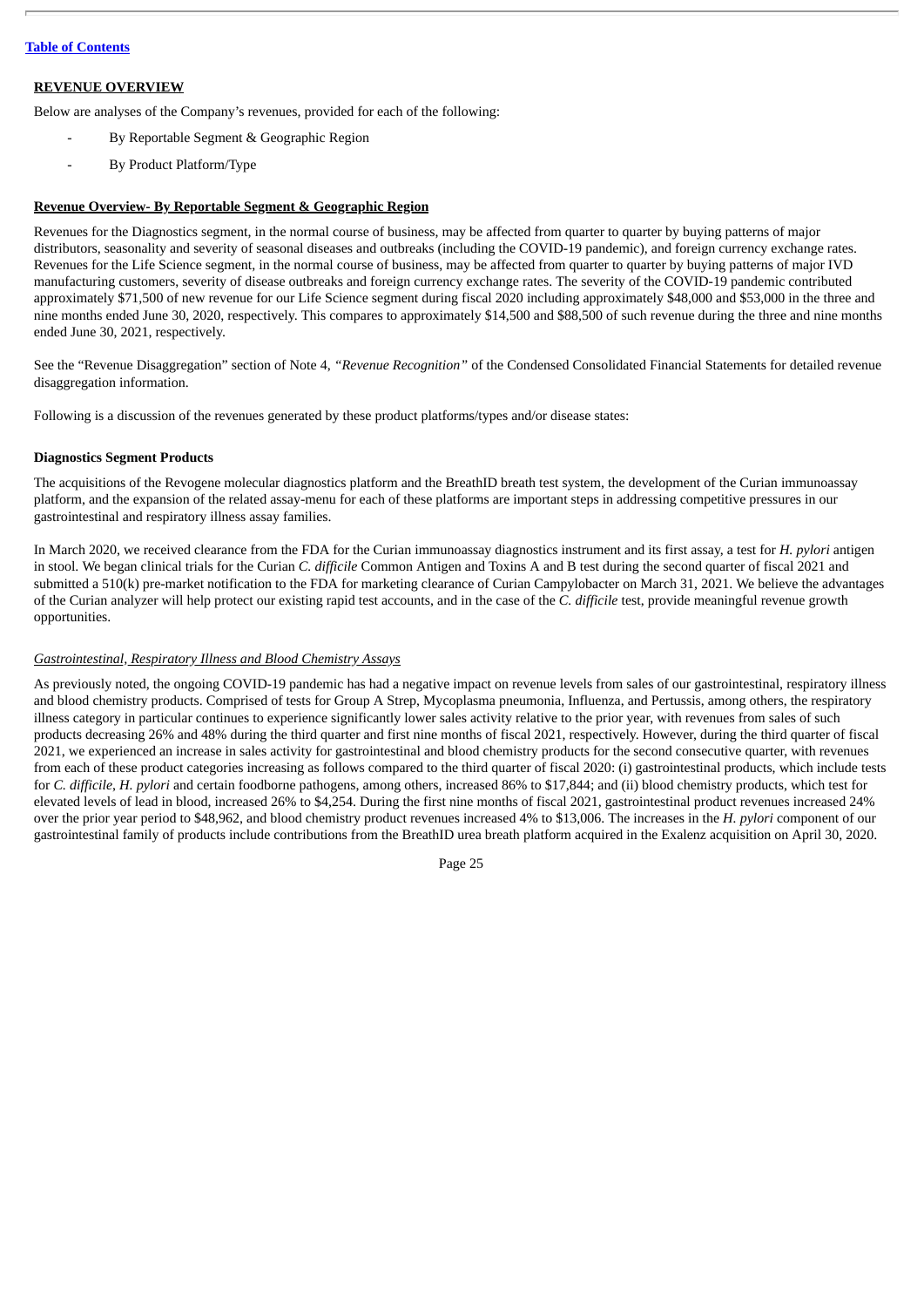## REVENUE OVERVIEW

Below are analyses of the Company's revenues, provided for each of the following:

- By Reportable Segment & Geographic Region
- By Product Platform/Type

### Revenue Overview- By Reportable Segment & Geographic Region

Revenues for the Diagnostics segment, in the normal course of business, may be affected from quarter to quarter by buying patterns of major distributors, seasonality and severity of seasonal diseases and outbreaks (including the COVID-19 pandemic), and foreign currency exchange rates. Revenues for the Life Science segment, in the normal course of business, may be affected from quarter to quarter by buying patterns of major IVD manufacturing customers, severity of disease outbreaks and foreign currency exchange rates. The severity of the COVID-19 pandemic contributed approximately $71,500 of new revenue for our Life Science segment during fiscal 2020 including approximately $48,000 and $53,000 in the three and nine months ended June 30, 2020, respectively. This compares to approximately $14,500 and $88,500 of such revenue during the three and nine months ended June 30, 2021, respectively.

See the "Revenue Disaggregation" section of Note 4, *"Revenue Recognition"* of the Condensed Consolidated Financial Statements for detailed revenue disaggregation information.

Following is a discussion of the revenues generated by these product platforms/types and/or disease states:

**Diagnostics Segment Products**

The acquisitions of the Revogene molecular diagnostics platform and the BreathID breath test system, the development of the Curian immunoassay platform, and the expansion of the related assay-menu for each of these platforms are important steps in addressing competitive pressures in our gastrointestinal and respiratory illness assay families.

In March 2020, we received clearance from the FDA for the Curian immunoassay diagnostics instrument and its first assay, a test for *H. pylori* antigen in stool. We began clinical trials for the Curian *C. difficile* Common Antigen and Toxins A and B test during the second quarter of fiscal 2021 and submitted a 510(k) pre-market notification to the FDA for marketing clearance of Curian Campylobacter on March 31, 2021. We believe the advantages of the Curian analyzer will help protect our existing rapid test accounts, and in the case of the *C. difficile* test, provide meaningful revenue growth opportunities.

*Gastrointestinal, Respiratory Illness and Blood Chemistry Assays*

As previously noted, the ongoing COVID-19 pandemic has had a negative impact on revenue levels from sales of our gastrointestinal, respiratory illness and blood chemistry products. Comprised of tests for Group A Strep, Mycoplasma pneumonia, Influenza, and Pertussis, among others, the respiratory illness category in particular continues to experience significantly lower sales activity relative to the prior year, with revenues from sales of such products decreasing 26% and 48% during the third quarter and first nine months of fiscal 2021, respectively. However, during the third quarter of fiscal 2021, we experienced an increase in sales activity for gastrointestinal and blood chemistry products for the second consecutive quarter, with revenues from each of these product categories increasing as follows compared to the third quarter of fiscal 2020: (i) gastrointestinal products, which include tests for *C. difficile*, *H. pylori* and certain foodborne pathogens, among others, increased 86% to $17,844; and (ii) blood chemistry products, which test for elevated levels of lead in blood, increased 26% to $4,254. During the first nine months of fiscal 2021, gastrointestinal product revenues increased 24% over the prior year period to $48,962, and blood chemistry product revenues increased 4% to $13,006. The increases in the *H. pylori* component of our gastrointestinal family of products include contributions from the BreathID urea breath platform acquired in the Exalenz acquisition on April 30, 2020.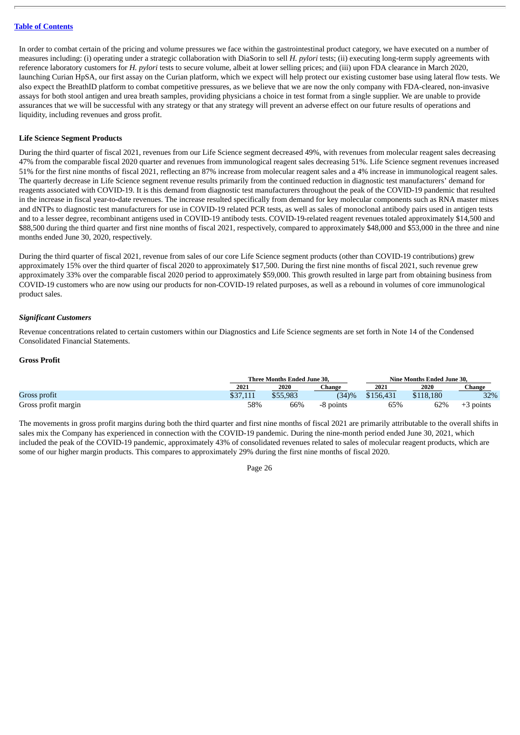In order to combat certain of the pricing and volume pressures we face within the gastrointestinal product category, we have executed on a number of measures including: (i) operating under a strategic collaboration with DiaSorin to sell *H. pylori* tests; (ii) executing long-term supply agreements with reference laboratory customers for *H. pylori* tests to secure volume, albeit at lower selling prices; and (iii) upon FDA clearance in March 2020, launching Curian HpSA, our first assay on the Curian platform, which we expect will help protect our existing customer base using lateral flow tests. We also expect the BreathID platform to combat competitive pressures, as we believe that we are now the only company with FDA-cleared, non-invasive assays for both stool antigen and urea breath samples, providing physicians a choice in test format from a single supplier. We are unable to provide assurances that we will be successful with any strategy or that any strategy will prevent an adverse effect on our future results of operations and liquidity, including revenues and gross profit.

**Life Science Segment Products**

During the third quarter of fiscal 2021, revenues from our Life Science segment decreased 49%, with revenues from molecular reagent sales decreasing 47% from the comparable fiscal 2020 quarter and revenues from immunological reagent sales decreasing 51%. Life Science segment revenues increased 51% for the first nine months of fiscal 2021, reflecting an 87% increase from molecular reagent sales and a 4% increase in immunological reagent sales. The quarterly decrease in Life Science segment revenue results primarily from the continued reduction in diagnostic test manufacturers' demand for reagents associated with COVID-19. It is this demand from diagnostic test manufacturers throughout the peak of the COVID-19 pandemic that resulted in the increase in fiscal year-to-date revenues. The increase resulted specifically from demand for key molecular components such as RNA master mixes and dNTPs to diagnostic test manufacturers for use in COVID-19 related PCR tests, as well as sales of monoclonal antibody pairs used in antigen tests and to a lesser degree, recombinant antigens used in COVID-19 antibody tests. COVID-19-related reagent revenues totaled approximately $14,500 and $88,500 during the third quarter and first nine months of fiscal 2021, respectively, compared to approximately $48,000 and $53,000 in the three and nine months ended June 30, 2020, respectively.

During the third quarter of fiscal 2021, revenue from sales of our core Life Science segment products (other than COVID-19 contributions) grew approximately 15% over the third quarter of fiscal 2020 to approximately $17,500. During the first nine months of fiscal 2021, such revenue grew approximately 33% over the comparable fiscal 2020 period to approximately $59,000. This growth resulted in large part from obtaining business from COVID-19 customers who are now using our products for non-COVID-19 related purposes, as well as a rebound in volumes of core immunological product sales.

***Significant Customers***

Revenue concentrations related to certain customers within our Diagnostics and Life Science segments are set forth in Note 14 of the Condensed Consolidated Financial Statements.

**Gross Profit**

| | Three Months Ended June 30, | | | Nine Months Ended June 30, | | |
|---|---|---|---|---|---|---|
| | 2021 | 2020 | Change | 2021 | 2020 | Change |
| Gross profit | $37,111 | $55,983 | (34)% | $156,431 | $118,180 | 32% |
| Gross profit margin | 58% | 66% | -8 points | 65% | 62% | +3 points |

The movements in gross profit margins during both the third quarter and first nine months of fiscal 2021 are primarily attributable to the overall shifts in sales mix the Company has experienced in connection with the COVID-19 pandemic. During the nine-month period ended June 30, 2021, which included the peak of the COVID-19 pandemic, approximately 43% of consolidated revenues related to sales of molecular reagent products, which are some of our higher margin products. This compares to approximately 29% during the first nine months of fiscal 2020.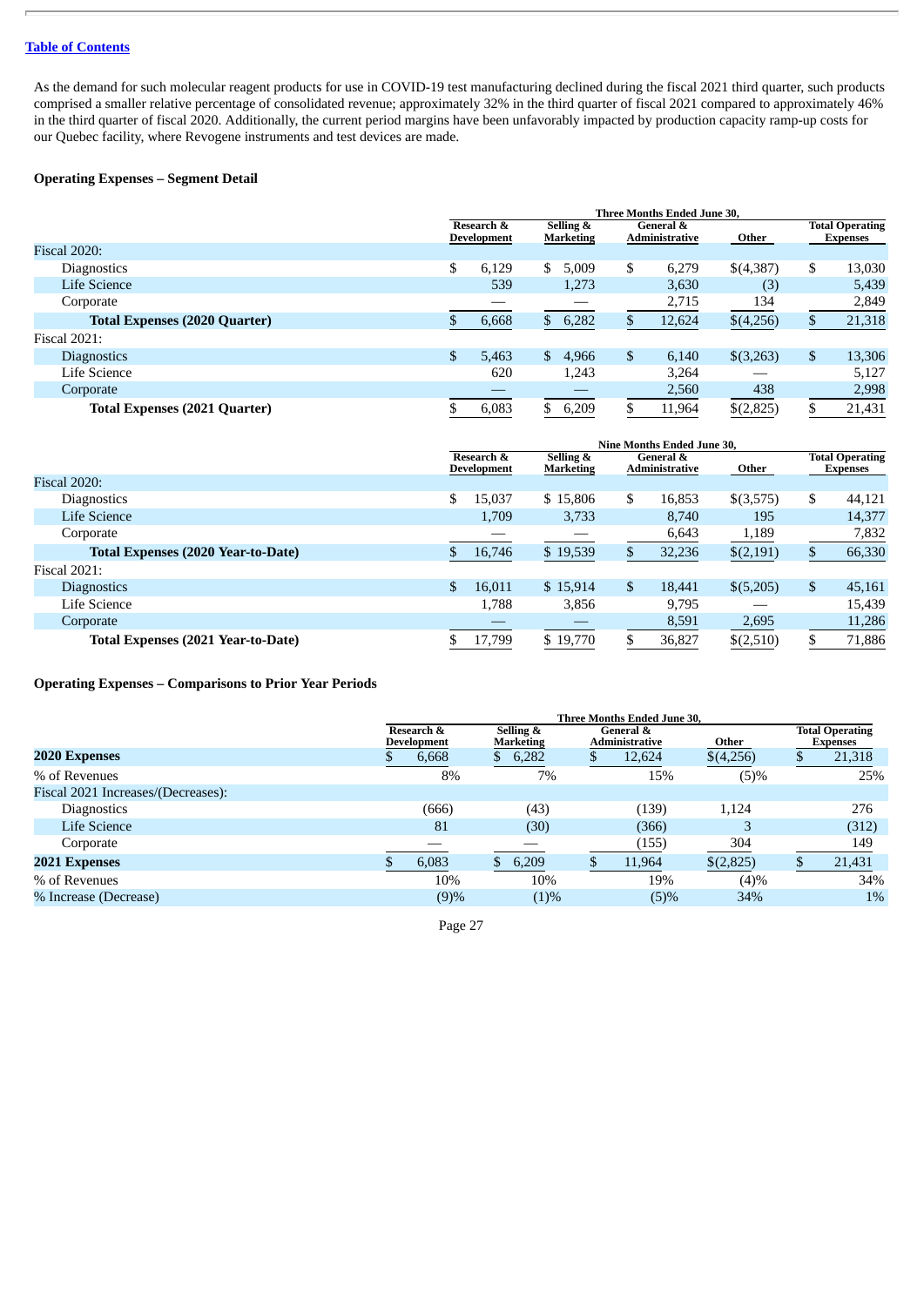As the demand for such molecular reagent products for use in COVID-19 test manufacturing declined during the fiscal 2021 third quarter, such products comprised a smaller relative percentage of consolidated revenue; approximately 32% in the third quarter of fiscal 2021 compared to approximately 46% in the third quarter of fiscal 2020. Additionally, the current period margins have been unfavorably impacted by production capacity ramp-up costs for our Quebec facility, where Revogene instruments and test devices are made.

### Operating Expenses – Segment Detail

| | Three Months Ended June 30, | | | | |
|---|---|---|---|---|---|
| | Research & Development | Selling & Marketing | General & Administrative | Other | Total Operating Expenses |
| Fiscal 2020: | | | | | |
| Diagnostics | $ 6,129 | $ 5,009 | $ 6,279 | $(4,387) | $ 13,030 |
| Life Science | 539 | 1,273 | 3,630 | (3) | 5,439 |
| Corporate | — | — | 2,715 | 134 | 2,849 |
| **Total Expenses (2020 Quarter)** | $ 6,668 | $ 6,282 | $ 12,624 | $(4,256) | $ 21,318 |
| Fiscal 2021: | | | | | |
| Diagnostics | $ 5,463 | $ 4,966 | $ 6,140 | $(3,263) | $ 13,306 |
| Life Science | 620 | 1,243 | 3,264 | — | 5,127 |
| Corporate | — | — | 2,560 | 438 | 2,998 |
| **Total Expenses (2021 Quarter)** | $ 6,083 | $ 6,209 | $ 11,964 | $(2,825) | $ 21,431 |

| | Nine Months Ended June 30, | | | | |
|---|---|---|---|---|---|
| | Research & Development | Selling & Marketing | General & Administrative | Other | Total Operating Expenses |
| Fiscal 2020: | | | | | |
| Diagnostics | $ 15,037 | $ 15,806 | $ 16,853 | $(3,575) | $ 44,121 |
| Life Science | 1,709 | 3,733 | 8,740 | 195 | 14,377 |
| Corporate | — | — | 6,643 | 1,189 | 7,832 |
| **Total Expenses (2020 Year-to-Date)** | $ 16,746 | $ 19,539 | $ 32,236 | $(2,191) | $ 66,330 |
| Fiscal 2021: | | | | | |
| Diagnostics | $ 16,011 | $ 15,914 | $ 18,441 | $(5,205) | $ 45,161 |
| Life Science | 1,788 | 3,856 | 9,795 | — | 15,439 |
| Corporate | — | — | 8,591 | 2,695 | 11,286 |
| **Total Expenses (2021 Year-to-Date)** | $ 17,799 | $ 19,770 | $ 36,827 | $(2,510) | $ 71,886 |

### Operating Expenses – Comparisons to Prior Year Periods

| | Three Months Ended June 30, | | | | |
|---|---|---|---|---|---|
| | Research & Development | Selling & Marketing | General & Administrative | Other | Total Operating Expenses |
| **2020 Expenses** | $ 6,668 | $ 6,282 | $ 12,624 | $(4,256) | $ 21,318 |
| % of Revenues | 8% | 7% | 15% | (5)% | 25% |
| Fiscal 2021 Increases/(Decreases): | | | | | |
| Diagnostics | (666) | (43) | (139) | 1,124 | 276 |
| Life Science | 81 | (30) | (366) | 3 | (312) |
| Corporate | — | — | (155) | 304 | 149 |
| **2021 Expenses** | $ 6,083 | $ 6,209 | $ 11,964 | $(2,825) | $ 21,431 |
| % of Revenues | 10% | 10% | 19% | (4)% | 34% |
| % Increase (Decrease) | (9)% | (1)% | (5)% | 34% | 1% |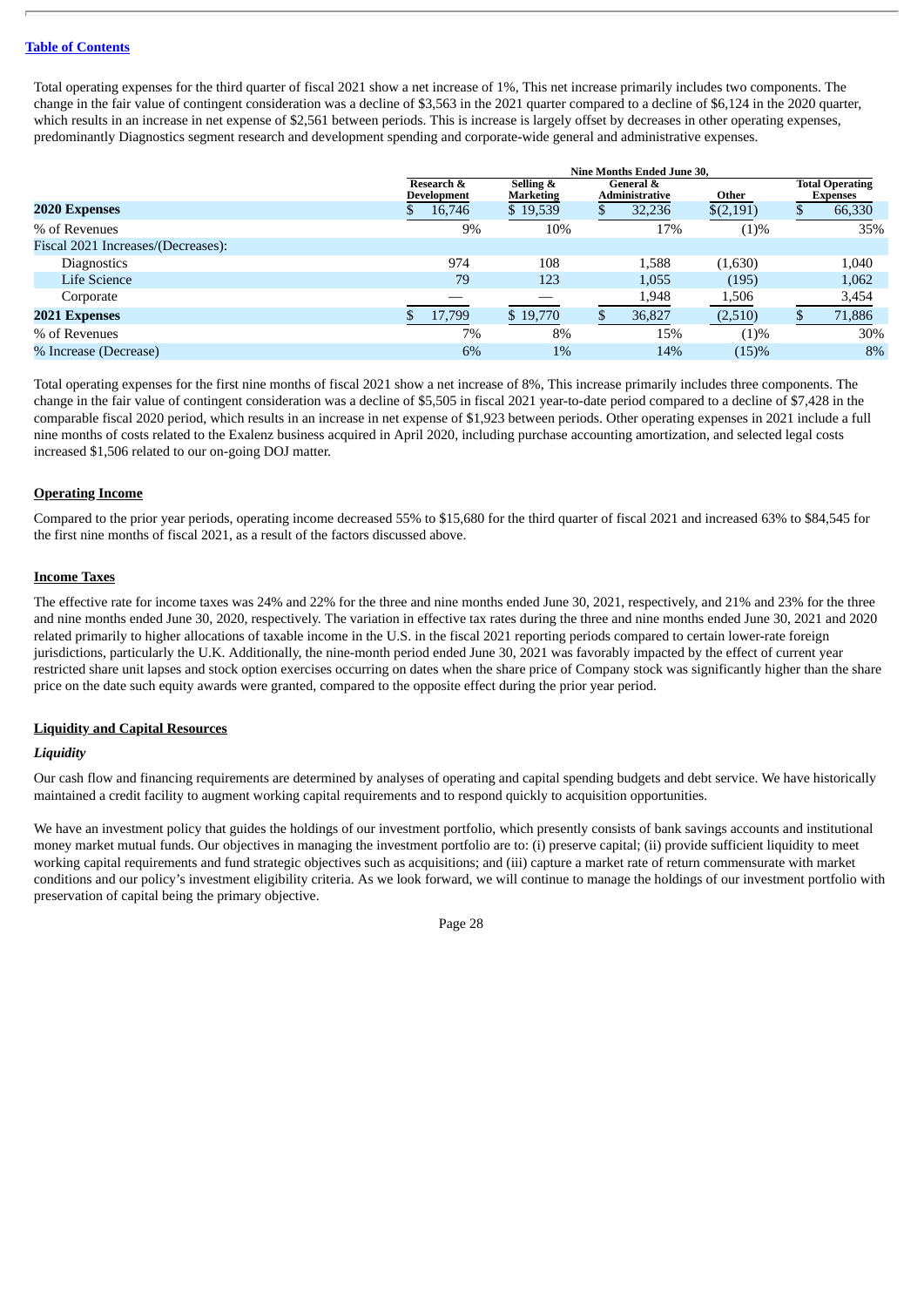Total operating expenses for the third quarter of fiscal 2021 show a net increase of 1%, This net increase primarily includes two components. The change in the fair value of contingent consideration was a decline of $3,563 in the 2021 quarter compared to a decline of $6,124 in the 2020 quarter, which results in an increase in net expense of $2,561 between periods. This is increase is largely offset by decreases in other operating expenses, predominantly Diagnostics segment research and development spending and corporate-wide general and administrative expenses.

| | Nine Months Ended June 30, | | | | |
|---|---|---|---|---|---|
| | Research & Development | Selling & Marketing | General & Administrative | Other | Total Operating Expenses |
| **2020 Expenses** | $ 16,746 | $ 19,539 | $ 32,236 | $(2,191) | $ 66,330 |
| % of Revenues | 9% | 10% | 17% | (1)% | 35% |
| Fiscal 2021 Increases/(Decreases): | | | | | |
| Diagnostics | 974 | 108 | 1,588 | (1,630) | 1,040 |
| Life Science | 79 | 123 | 1,055 | (195) | 1,062 |
| Corporate | — | — | 1,948 | 1,506 | 3,454 |
| **2021 Expenses** | $ 17,799 | $ 19,770 | $ 36,827 | (2,510) | $ 71,886 |
| % of Revenues | 7% | 8% | 15% | (1)% | 30% |
| % Increase (Decrease) | 6% | 1% | 14% | (15)% | 8% |

Total operating expenses for the first nine months of fiscal 2021 show a net increase of 8%, This increase primarily includes three components. The change in the fair value of contingent consideration was a decline of $5,505 in fiscal 2021 year-to-date period compared to a decline of $7,428 in the comparable fiscal 2020 period, which results in an increase in net expense of $1,923 between periods. Other operating expenses in 2021 include a full nine months of costs related to the Exalenz business acquired in April 2020, including purchase accounting amortization, and selected legal costs increased $1,506 related to our on-going DOJ matter.

## Operating Income

Compared to the prior year periods, operating income decreased 55% to $15,680 for the third quarter of fiscal 2021 and increased 63% to $84,545 for the first nine months of fiscal 2021, as a result of the factors discussed above.

## Income Taxes

The effective rate for income taxes was 24% and 22% for the three and nine months ended June 30, 2021, respectively, and 21% and 23% for the three and nine months ended June 30, 2020, respectively. The variation in effective tax rates during the three and nine months ended June 30, 2021 and 2020 related primarily to higher allocations of taxable income in the U.S. in the fiscal 2021 reporting periods compared to certain lower-rate foreign jurisdictions, particularly the U.K. Additionally, the nine-month period ended June 30, 2021 was favorably impacted by the effect of current year restricted share unit lapses and stock option exercises occurring on dates when the share price of Company stock was significantly higher than the share price on the date such equity awards were granted, compared to the opposite effect during the prior year period.

## Liquidity and Capital Resources

### *Liquidity*

Our cash flow and financing requirements are determined by analyses of operating and capital spending budgets and debt service. We have historically maintained a credit facility to augment working capital requirements and to respond quickly to acquisition opportunities.

We have an investment policy that guides the holdings of our investment portfolio, which presently consists of bank savings accounts and institutional money market mutual funds. Our objectives in managing the investment portfolio are to: (i) preserve capital; (ii) provide sufficient liquidity to meet working capital requirements and fund strategic objectives such as acquisitions; and (iii) capture a market rate of return commensurate with market conditions and our policy's investment eligibility criteria. As we look forward, we will continue to manage the holdings of our investment portfolio with preservation of capital being the primary objective.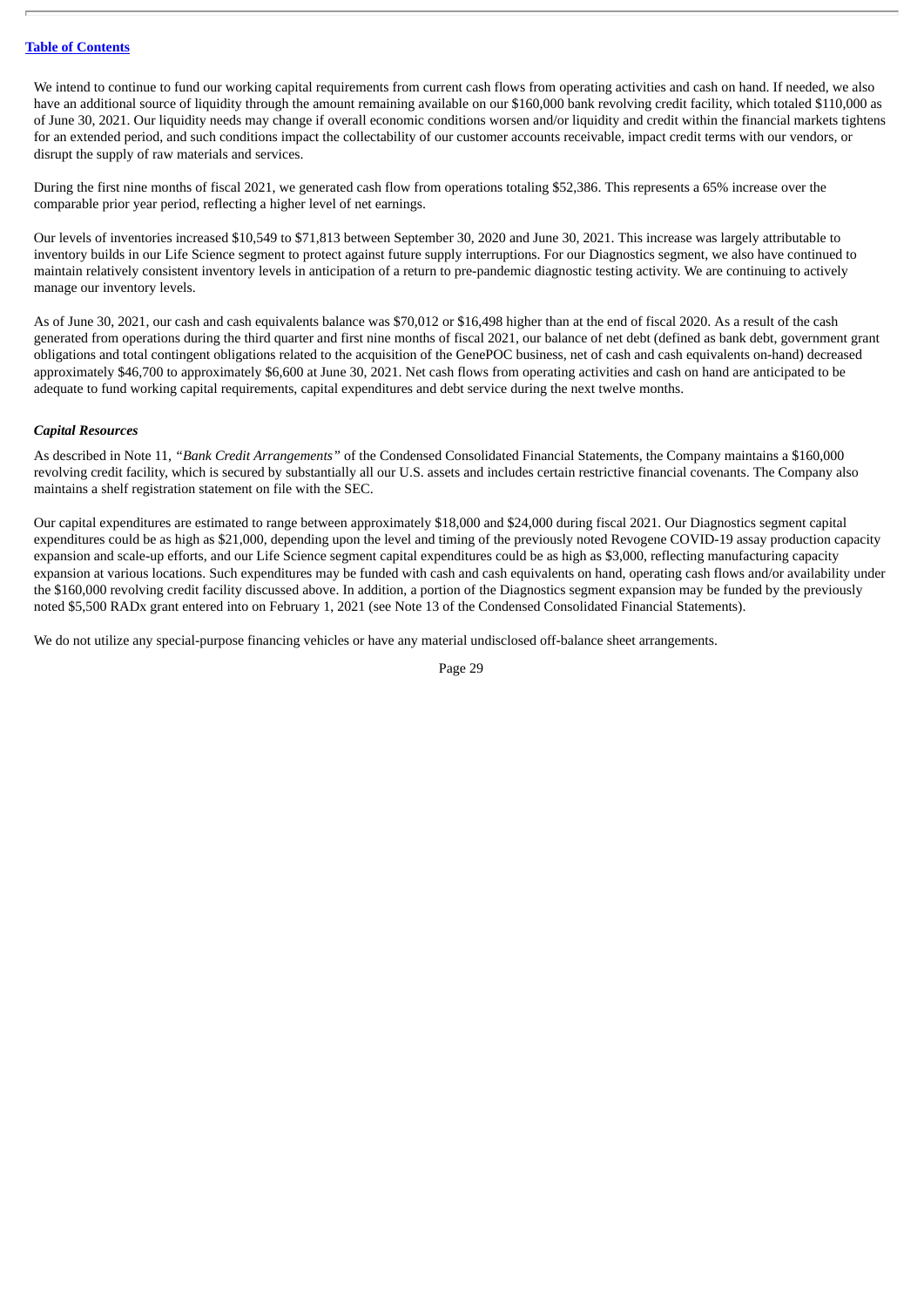We intend to continue to fund our working capital requirements from current cash flows from operating activities and cash on hand. If needed, we also have an additional source of liquidity through the amount remaining available on our $160,000 bank revolving credit facility, which totaled $110,000 as of June 30, 2021. Our liquidity needs may change if overall economic conditions worsen and/or liquidity and credit within the financial markets tightens for an extended period, and such conditions impact the collectability of our customer accounts receivable, impact credit terms with our vendors, or disrupt the supply of raw materials and services.

During the first nine months of fiscal 2021, we generated cash flow from operations totaling $52,386. This represents a 65% increase over the comparable prior year period, reflecting a higher level of net earnings.

Our levels of inventories increased $10,549 to $71,813 between September 30, 2020 and June 30, 2021. This increase was largely attributable to inventory builds in our Life Science segment to protect against future supply interruptions. For our Diagnostics segment, we also have continued to maintain relatively consistent inventory levels in anticipation of a return to pre-pandemic diagnostic testing activity. We are continuing to actively manage our inventory levels.

As of June 30, 2021, our cash and cash equivalents balance was $70,012 or $16,498 higher than at the end of fiscal 2020. As a result of the cash generated from operations during the third quarter and first nine months of fiscal 2021, our balance of net debt (defined as bank debt, government grant obligations and total contingent obligations related to the acquisition of the GenePOC business, net of cash and cash equivalents on-hand) decreased approximately $46,700 to approximately $6,600 at June 30, 2021. Net cash flows from operating activities and cash on hand are anticipated to be adequate to fund working capital requirements, capital expenditures and debt service during the next twelve months.

***Capital Resources***

As described in Note 11, *"Bank Credit Arrangements"* of the Condensed Consolidated Financial Statements, the Company maintains a $160,000 revolving credit facility, which is secured by substantially all our U.S. assets and includes certain restrictive financial covenants. The Company also maintains a shelf registration statement on file with the SEC.

Our capital expenditures are estimated to range between approximately $18,000 and $24,000 during fiscal 2021. Our Diagnostics segment capital expenditures could be as high as $21,000, depending upon the level and timing of the previously noted Revogene COVID-19 assay production capacity expansion and scale-up efforts, and our Life Science segment capital expenditures could be as high as $3,000, reflecting manufacturing capacity expansion at various locations. Such expenditures may be funded with cash and cash equivalents on hand, operating cash flows and/or availability under the $160,000 revolving credit facility discussed above. In addition, a portion of the Diagnostics segment expansion may be funded by the previously noted $5,500 RADx grant entered into on February 1, 2021 (see Note 13 of the Condensed Consolidated Financial Statements).

We do not utilize any special-purpose financing vehicles or have any material undisclosed off-balance sheet arrangements.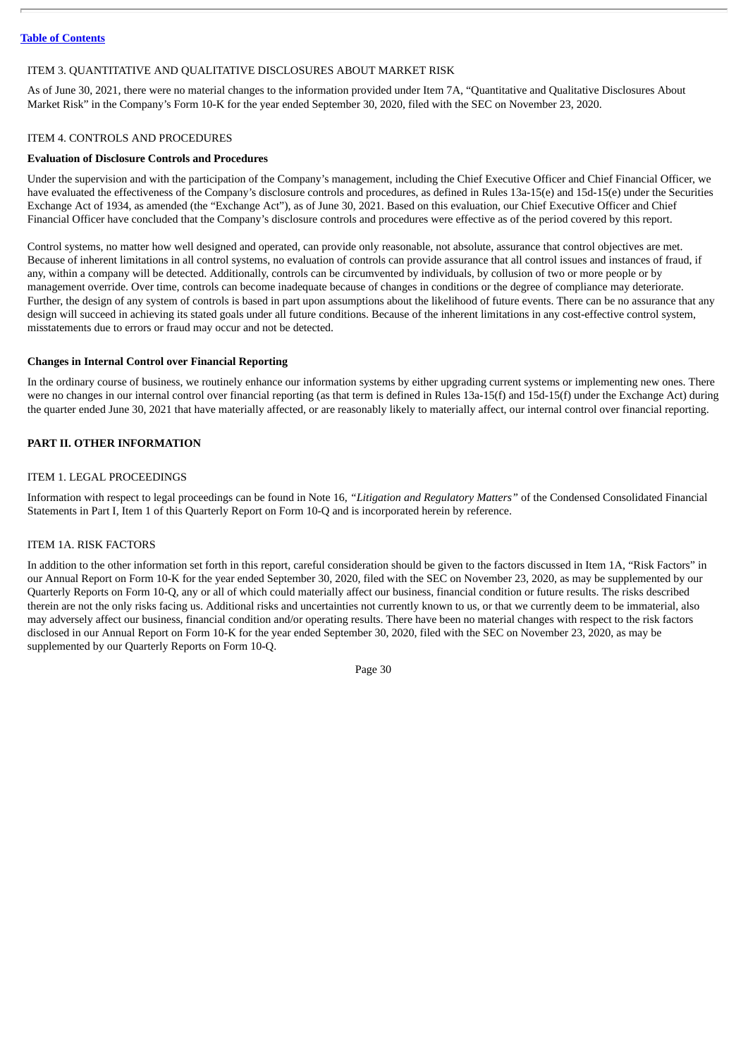## ITEM 3. QUANTITATIVE AND QUALITATIVE DISCLOSURES ABOUT MARKET RISK

As of June 30, 2021, there were no material changes to the information provided under Item 7A, "Quantitative and Qualitative Disclosures About Market Risk" in the Company's Form 10-K for the year ended September 30, 2020, filed with the SEC on November 23, 2020.

## ITEM 4. CONTROLS AND PROCEDURES

### Evaluation of Disclosure Controls and Procedures

Under the supervision and with the participation of the Company's management, including the Chief Executive Officer and Chief Financial Officer, we have evaluated the effectiveness of the Company's disclosure controls and procedures, as defined in Rules 13a-15(e) and 15d-15(e) under the Securities Exchange Act of 1934, as amended (the "Exchange Act"), as of June 30, 2021. Based on this evaluation, our Chief Executive Officer and Chief Financial Officer have concluded that the Company's disclosure controls and procedures were effective as of the period covered by this report.

Control systems, no matter how well designed and operated, can provide only reasonable, not absolute, assurance that control objectives are met. Because of inherent limitations in all control systems, no evaluation of controls can provide assurance that all control issues and instances of fraud, if any, within a company will be detected. Additionally, controls can be circumvented by individuals, by collusion of two or more people or by management override. Over time, controls can become inadequate because of changes in conditions or the degree of compliance may deteriorate. Further, the design of any system of controls is based in part upon assumptions about the likelihood of future events. There can be no assurance that any design will succeed in achieving its stated goals under all future conditions. Because of the inherent limitations in any cost-effective control system, misstatements due to errors or fraud may occur and not be detected.

### Changes in Internal Control over Financial Reporting

In the ordinary course of business, we routinely enhance our information systems by either upgrading current systems or implementing new ones. There were no changes in our internal control over financial reporting (as that term is defined in Rules 13a-15(f) and 15d-15(f) under the Exchange Act) during the quarter ended June 30, 2021 that have materially affected, or are reasonably likely to materially affect, our internal control over financial reporting.

# PART II. OTHER INFORMATION

## ITEM 1. LEGAL PROCEEDINGS

Information with respect to legal proceedings can be found in Note 16, *"Litigation and Regulatory Matters"* of the Condensed Consolidated Financial Statements in Part I, Item 1 of this Quarterly Report on Form 10-Q and is incorporated herein by reference.

## ITEM 1A. RISK FACTORS

In addition to the other information set forth in this report, careful consideration should be given to the factors discussed in Item 1A, "Risk Factors" in our Annual Report on Form 10-K for the year ended September 30, 2020, filed with the SEC on November 23, 2020, as may be supplemented by our Quarterly Reports on Form 10-Q, any or all of which could materially affect our business, financial condition or future results. The risks described therein are not the only risks facing us. Additional risks and uncertainties not currently known to us, or that we currently deem to be immaterial, also may adversely affect our business, financial condition and/or operating results. There have been no material changes with respect to the risk factors disclosed in our Annual Report on Form 10-K for the year ended September 30, 2020, filed with the SEC on November 23, 2020, as may be supplemented by our Quarterly Reports on Form 10-Q.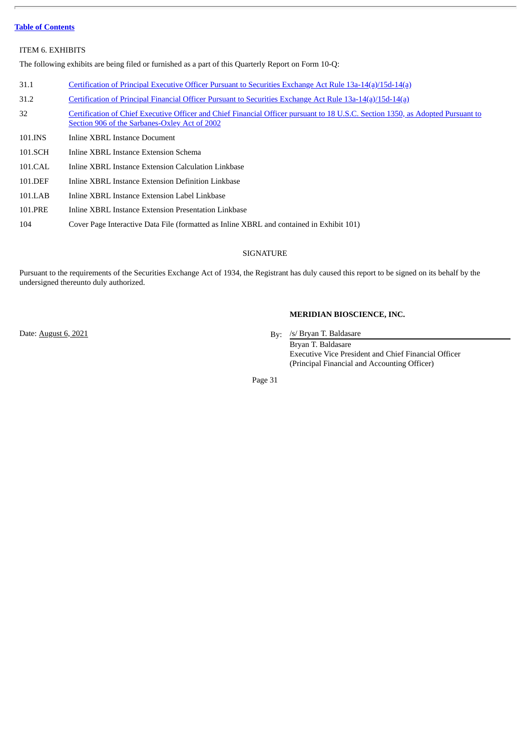[Table of Contents](#)

ITEM 6. EXHIBITS

The following exhibits are being filed or furnished as a part of this Quarterly Report on Form 10-Q:

| | |
|---|---|
| 31.1 | Certification of Principal Executive Officer Pursuant to Securities Exchange Act Rule 13a-14(a)/15d-14(a) |
| 31.2 | Certification of Principal Financial Officer Pursuant to Securities Exchange Act Rule 13a-14(a)/15d-14(a) |
| 32 | Certification of Chief Executive Officer and Chief Financial Officer pursuant to 18 U.S.C. Section 1350, as Adopted Pursuant to Section 906 of the Sarbanes-Oxley Act of 2002 |
| 101.INS | Inline XBRL Instance Document |
| 101.SCH | Inline XBRL Instance Extension Schema |
| 101.CAL | Inline XBRL Instance Extension Calculation Linkbase |
| 101.DEF | Inline XBRL Instance Extension Definition Linkbase |
| 101.LAB | Inline XBRL Instance Extension Label Linkbase |
| 101.PRE | Inline XBRL Instance Extension Presentation Linkbase |
| 104 | Cover Page Interactive Data File (formatted as Inline XBRL and contained in Exhibit 101) |

SIGNATURE

Pursuant to the requirements of the Securities Exchange Act of 1934, the Registrant has duly caused this report to be signed on its behalf by the undersigned thereunto duly authorized.

**MERIDIAN BIOSCIENCE, INC.**

Date: August 6, 2021

By: /s/ Bryan T. Baldasare
Bryan T. Baldasare
Executive Vice President and Chief Financial Officer
(Principal Financial and Accounting Officer)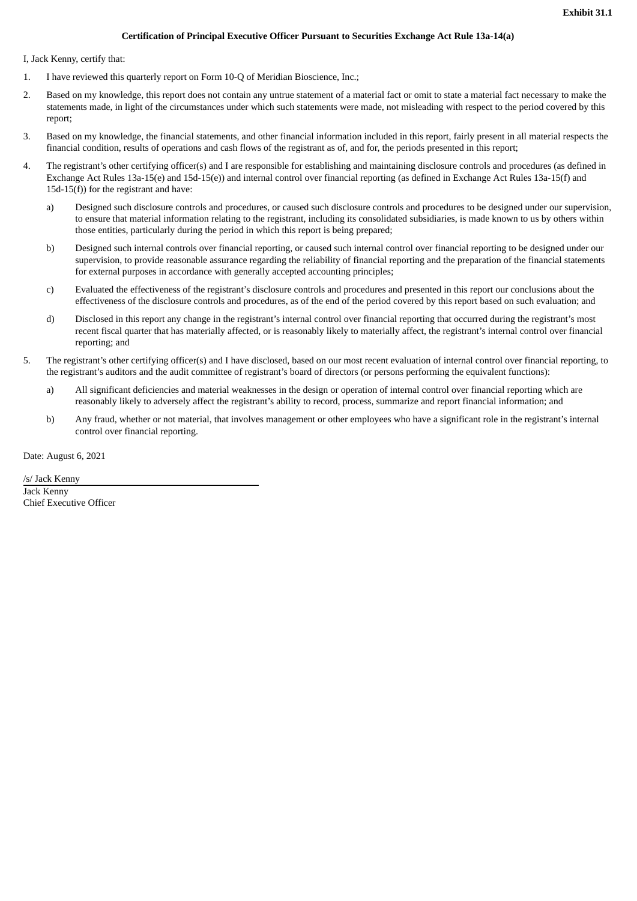**Exhibit 31.1**

**Certification of Principal Executive Officer Pursuant to Securities Exchange Act Rule 13a-14(a)**

I, Jack Kenny, certify that:

1. I have reviewed this quarterly report on Form 10-Q of Meridian Bioscience, Inc.;
2. Based on my knowledge, this report does not contain any untrue statement of a material fact or omit to state a material fact necessary to make the statements made, in light of the circumstances under which such statements were made, not misleading with respect to the period covered by this report;
3. Based on my knowledge, the financial statements, and other financial information included in this report, fairly present in all material respects the financial condition, results of operations and cash flows of the registrant as of, and for, the periods presented in this report;
4. The registrant's other certifying officer(s) and I are responsible for establishing and maintaining disclosure controls and procedures (as defined in Exchange Act Rules 13a-15(e) and 15d-15(e)) and internal control over financial reporting (as defined in Exchange Act Rules 13a-15(f) and 15d-15(f)) for the registrant and have:
   a) Designed such disclosure controls and procedures, or caused such disclosure controls and procedures to be designed under our supervision, to ensure that material information relating to the registrant, including its consolidated subsidiaries, is made known to us by others within those entities, particularly during the period in which this report is being prepared;
   b) Designed such internal controls over financial reporting, or caused such internal control over financial reporting to be designed under our supervision, to provide reasonable assurance regarding the reliability of financial reporting and the preparation of the financial statements for external purposes in accordance with generally accepted accounting principles;
   c) Evaluated the effectiveness of the registrant's disclosure controls and procedures and presented in this report our conclusions about the effectiveness of the disclosure controls and procedures, as of the end of the period covered by this report based on such evaluation; and
   d) Disclosed in this report any change in the registrant's internal control over financial reporting that occurred during the registrant's most recent fiscal quarter that has materially affected, or is reasonably likely to materially affect, the registrant's internal control over financial reporting; and
5. The registrant's other certifying officer(s) and I have disclosed, based on our most recent evaluation of internal control over financial reporting, to the registrant's auditors and the audit committee of registrant's board of directors (or persons performing the equivalent functions):
   a) All significant deficiencies and material weaknesses in the design or operation of internal control over financial reporting which are reasonably likely to adversely affect the registrant's ability to record, process, summarize and report financial information; and
   b) Any fraud, whether or not material, that involves management or other employees who have a significant role in the registrant's internal control over financial reporting.

Date: August 6, 2021

/s/ Jack Kenny
Jack Kenny
Chief Executive Officer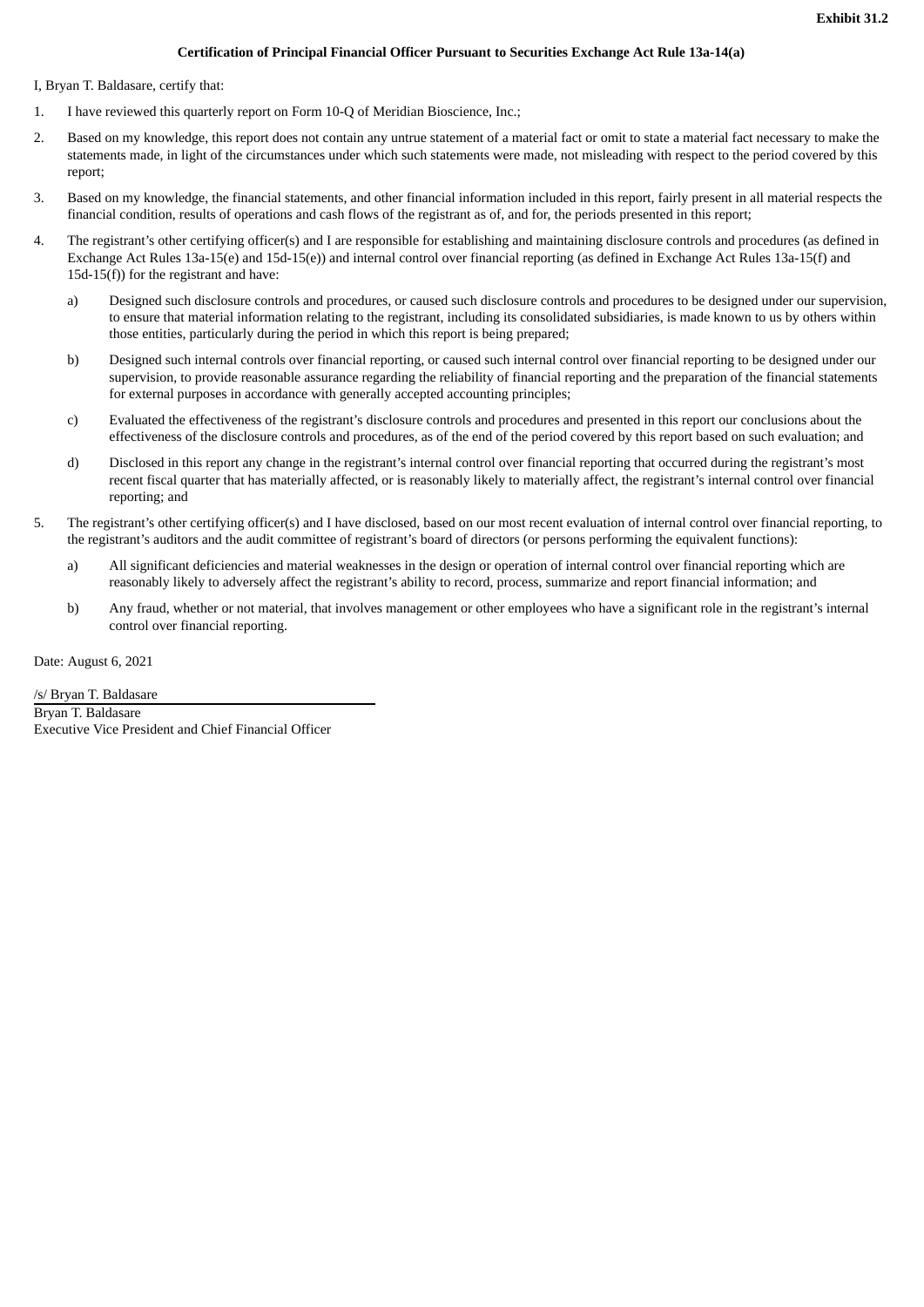**Exhibit 31.2**

**Certification of Principal Financial Officer Pursuant to Securities Exchange Act Rule 13a-14(a)**

I, Bryan T. Baldasare, certify that:

1. I have reviewed this quarterly report on Form 10-Q of Meridian Bioscience, Inc.;

2. Based on my knowledge, this report does not contain any untrue statement of a material fact or omit to state a material fact necessary to make the statements made, in light of the circumstances under which such statements were made, not misleading with respect to the period covered by this report;

3. Based on my knowledge, the financial statements, and other financial information included in this report, fairly present in all material respects the financial condition, results of operations and cash flows of the registrant as of, and for, the periods presented in this report;

4. The registrant's other certifying officer(s) and I are responsible for establishing and maintaining disclosure controls and procedures (as defined in Exchange Act Rules 13a-15(e) and 15d-15(e)) and internal control over financial reporting (as defined in Exchange Act Rules 13a-15(f) and 15d-15(f)) for the registrant and have:

   a) Designed such disclosure controls and procedures, or caused such disclosure controls and procedures to be designed under our supervision, to ensure that material information relating to the registrant, including its consolidated subsidiaries, is made known to us by others within those entities, particularly during the period in which this report is being prepared;

   b) Designed such internal controls over financial reporting, or caused such internal control over financial reporting to be designed under our supervision, to provide reasonable assurance regarding the reliability of financial reporting and the preparation of the financial statements for external purposes in accordance with generally accepted accounting principles;

   c) Evaluated the effectiveness of the registrant's disclosure controls and procedures and presented in this report our conclusions about the effectiveness of the disclosure controls and procedures, as of the end of the period covered by this report based on such evaluation; and

   d) Disclosed in this report any change in the registrant's internal control over financial reporting that occurred during the registrant's most recent fiscal quarter that has materially affected, or is reasonably likely to materially affect, the registrant's internal control over financial reporting; and

5. The registrant's other certifying officer(s) and I have disclosed, based on our most recent evaluation of internal control over financial reporting, to the registrant's auditors and the audit committee of registrant's board of directors (or persons performing the equivalent functions):

   a) All significant deficiencies and material weaknesses in the design or operation of internal control over financial reporting which are reasonably likely to adversely affect the registrant's ability to record, process, summarize and report financial information; and

   b) Any fraud, whether or not material, that involves management or other employees who have a significant role in the registrant's internal control over financial reporting.

Date: August 6, 2021

/s/ Bryan T. Baldasare

Bryan T. Baldasare
Executive Vice President and Chief Financial Officer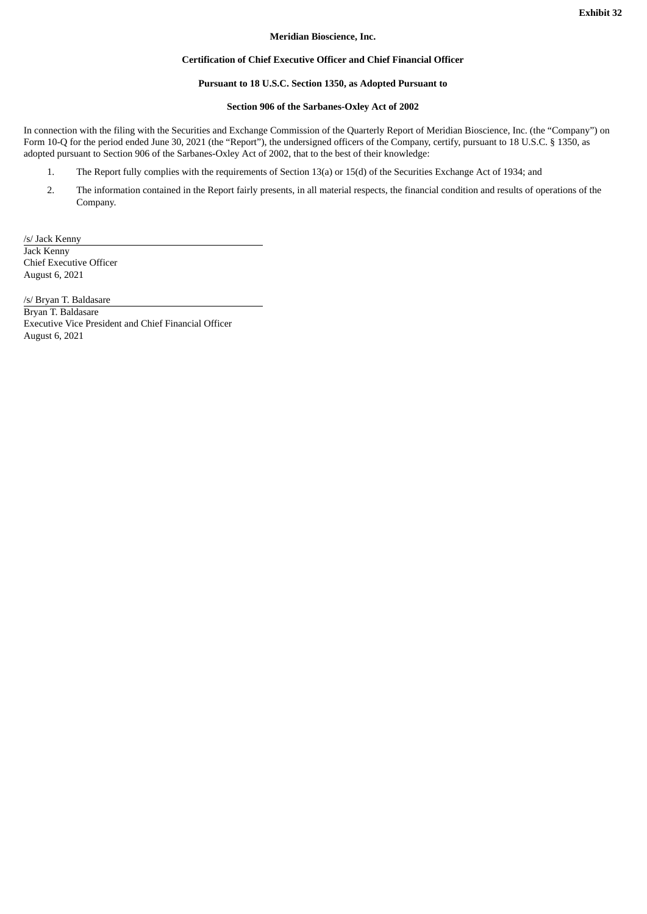**Exhibit 32**

**Meridian Bioscience, Inc.**

**Certification of Chief Executive Officer and Chief Financial Officer**

**Pursuant to 18 U.S.C. Section 1350, as Adopted Pursuant to**

**Section 906 of the Sarbanes-Oxley Act of 2002**

In connection with the filing with the Securities and Exchange Commission of the Quarterly Report of Meridian Bioscience, Inc. (the "Company") on Form 10-Q for the period ended June 30, 2021 (the "Report"), the undersigned officers of the Company, certify, pursuant to 18 U.S.C. § 1350, as adopted pursuant to Section 906 of the Sarbanes-Oxley Act of 2002, that to the best of their knowledge:

1. The Report fully complies with the requirements of Section 13(a) or 15(d) of the Securities Exchange Act of 1934; and
2. The information contained in the Report fairly presents, in all material respects, the financial condition and results of operations of the Company.

/s/ Jack Kenny
Jack Kenny
Chief Executive Officer
August 6, 2021

/s/ Bryan T. Baldasare
Bryan T. Baldasare
Executive Vice President and Chief Financial Officer
August 6, 2021